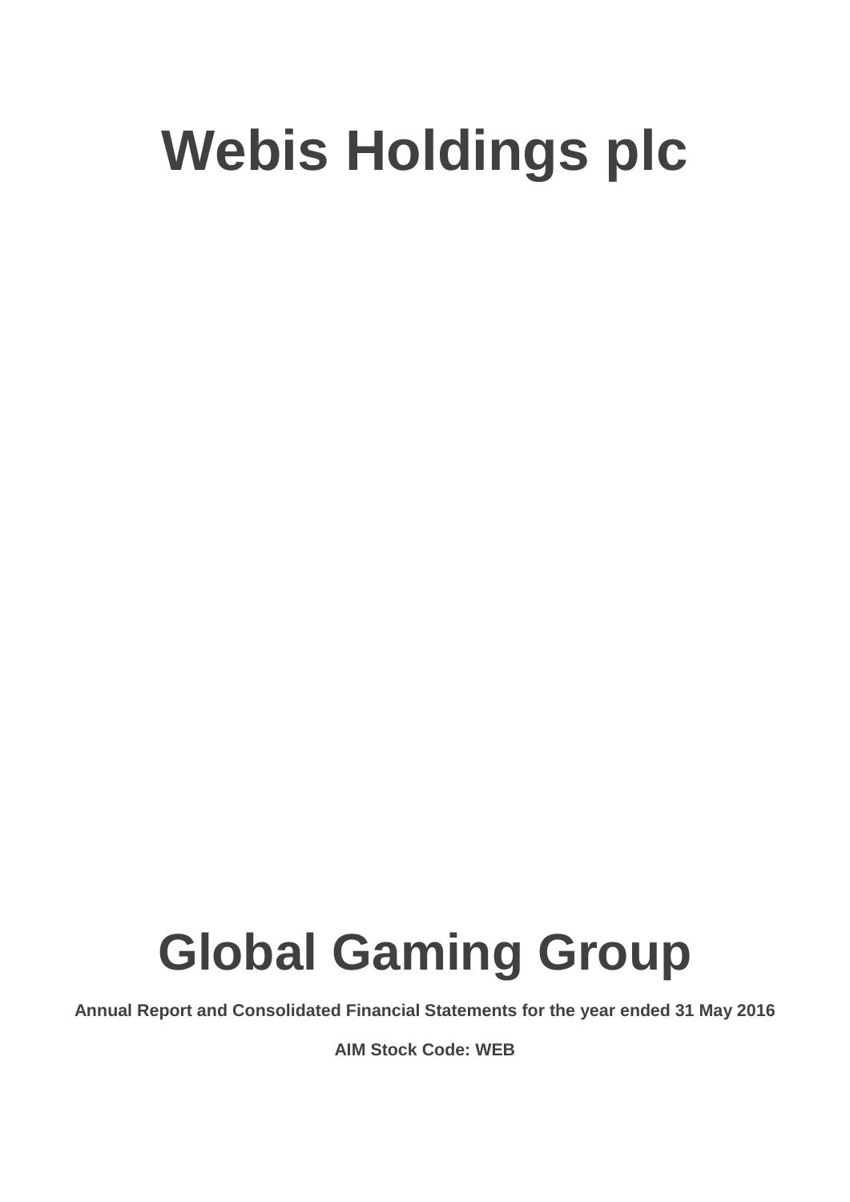# Webis Holdings plc

# Global Gaming Group

**Annual Report and Consolidated Financial Statements for the year ended 31 May 2016**

**AIM Stock Code: WEB**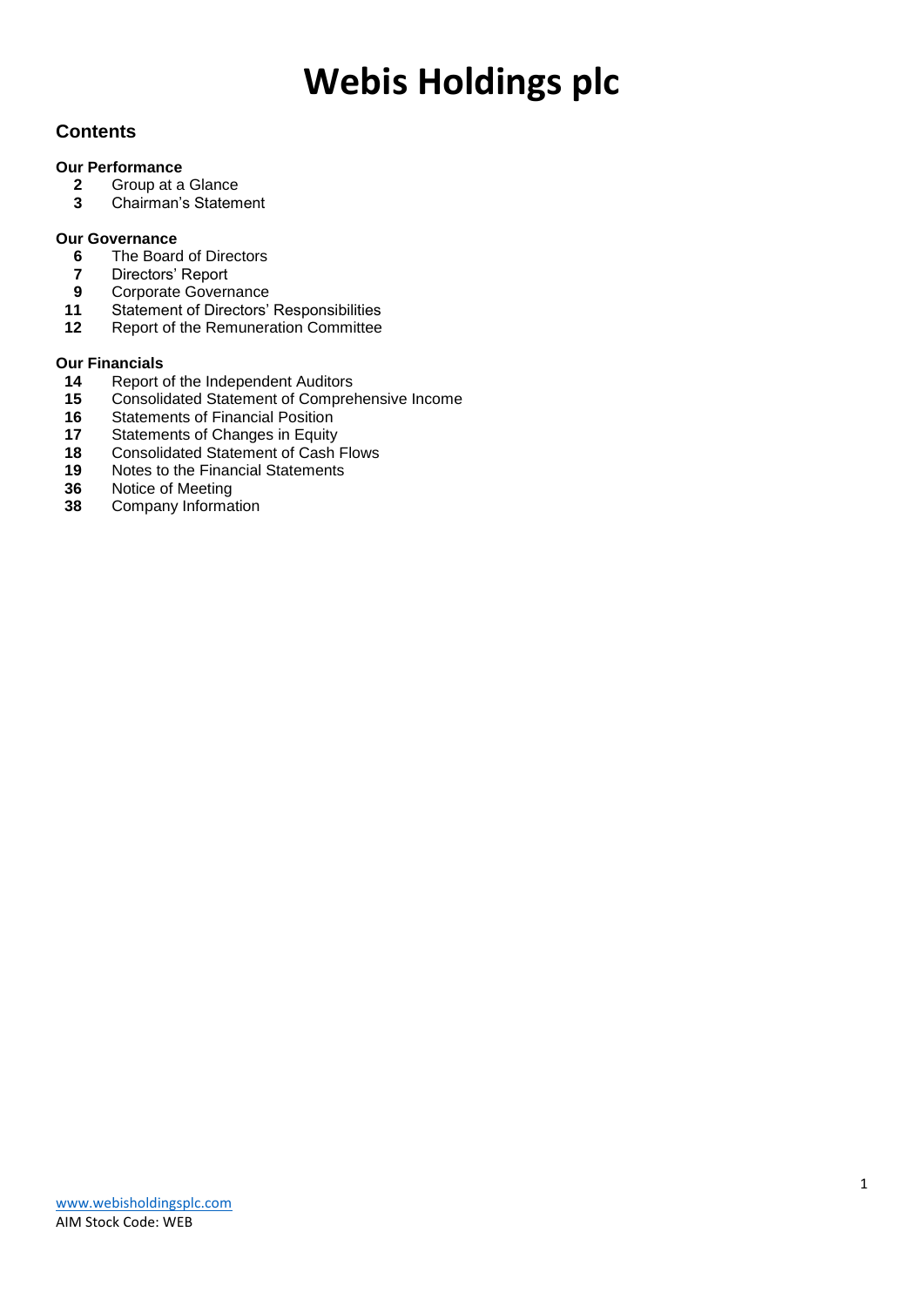# Webis Holdings plc

## Contents

### Our Performance

| | |
|---|---|
| **2** | Group at a Glance |
| **3** | Chairman's Statement |

### Our Governance

| | |
|---|---|
| **6** | The Board of Directors |
| **7** | Directors' Report |
| **9** | Corporate Governance |
| **11** | Statement of Directors' Responsibilities |
| **12** | Report of the Remuneration Committee |

### Our Financials

| | |
|---|---|
| **14** | Report of the Independent Auditors |
| **15** | Consolidated Statement of Comprehensive Income |
| **16** | Statements of Financial Position |
| **17** | Statements of Changes in Equity |
| **18** | Consolidated Statement of Cash Flows |
| **19** | Notes to the Financial Statements |
| **36** | Notice of Meeting |
| **38** | Company Information |

www.webisholdingsplc.com
AIM Stock Code: WEB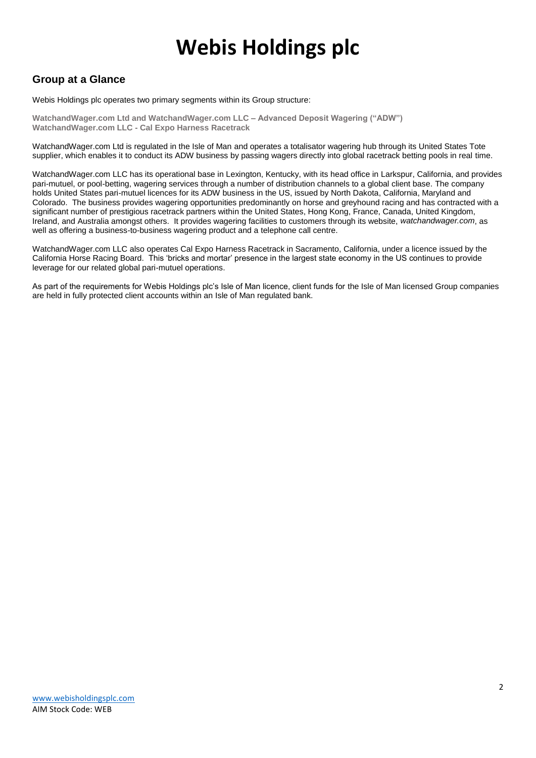# Webis Holdings plc

## Group at a Glance

Webis Holdings plc operates two primary segments within its Group structure:

**WatchandWager.com Ltd and WatchandWager.com LLC – Advanced Deposit Wagering ("ADW")**
**WatchandWager.com LLC - Cal Expo Harness Racetrack**

WatchandWager.com Ltd is regulated in the Isle of Man and operates a totalisator wagering hub through its United States Tote supplier, which enables it to conduct its ADW business by passing wagers directly into global racetrack betting pools in real time.

WatchandWager.com LLC has its operational base in Lexington, Kentucky, with its head office in Larkspur, California, and provides pari-mutuel, or pool-betting, wagering services through a number of distribution channels to a global client base. The company holds United States pari-mutuel licences for its ADW business in the US, issued by North Dakota, California, Maryland and Colorado. The business provides wagering opportunities predominantly on horse and greyhound racing and has contracted with a significant number of prestigious racetrack partners within the United States, Hong Kong, France, Canada, United Kingdom, Ireland, and Australia amongst others. It provides wagering facilities to customers through its website, *watchandwager.com*, as well as offering a business-to-business wagering product and a telephone call centre.

WatchandWager.com LLC also operates Cal Expo Harness Racetrack in Sacramento, California, under a licence issued by the California Horse Racing Board. This 'bricks and mortar' presence in the largest state economy in the US continues to provide leverage for our related global pari-mutuel operations.

As part of the requirements for Webis Holdings plc's Isle of Man licence, client funds for the Isle of Man licensed Group companies are held in fully protected client accounts within an Isle of Man regulated bank.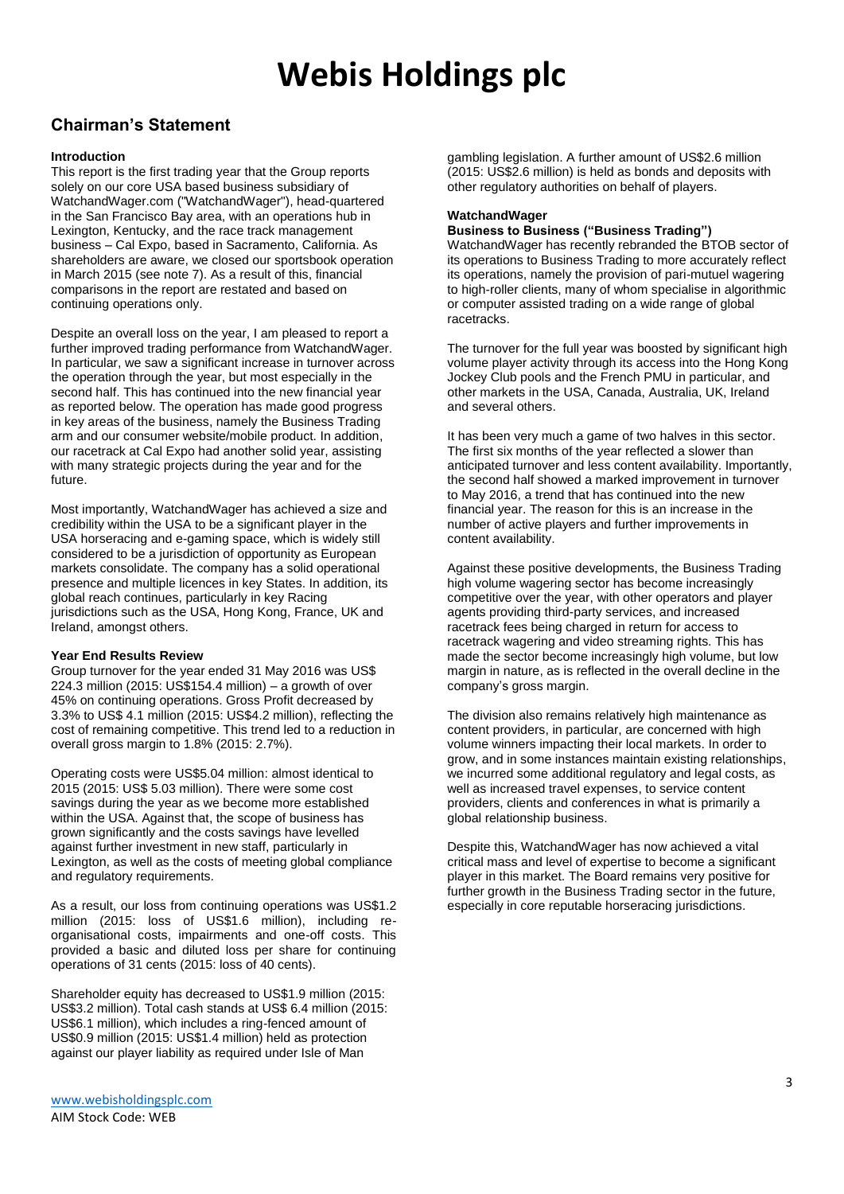## Chairman's Statement

### Introduction

This report is the first trading year that the Group reports solely on our core USA based business subsidiary of WatchandWager.com ("WatchandWager"), head-quartered in the San Francisco Bay area, with an operations hub in Lexington, Kentucky, and the race track management business – Cal Expo, based in Sacramento, California. As shareholders are aware, we closed our sportsbook operation in March 2015 (see note 7). As a result of this, financial comparisons in the report are restated and based on continuing operations only.

Despite an overall loss on the year, I am pleased to report a further improved trading performance from WatchandWager. In particular, we saw a significant increase in turnover across the operation through the year, but most especially in the second half. This has continued into the new financial year as reported below. The operation has made good progress in key areas of the business, namely the Business Trading arm and our consumer website/mobile product. In addition, our racetrack at Cal Expo had another solid year, assisting with many strategic projects during the year and for the future.

Most importantly, WatchandWager has achieved a size and credibility within the USA to be a significant player in the USA horseracing and e-gaming space, which is widely still considered to be a jurisdiction of opportunity as European markets consolidate. The company has a solid operational presence and multiple licences in key States. In addition, its global reach continues, particularly in key Racing jurisdictions such as the USA, Hong Kong, France, UK and Ireland, amongst others.

### Year End Results Review

Group turnover for the year ended 31 May 2016 was US$ 224.3 million (2015: US$154.4 million) – a growth of over 45% on continuing operations. Gross Profit decreased by 3.3% to US$ 4.1 million (2015: US$4.2 million), reflecting the cost of remaining competitive. This trend led to a reduction in overall gross margin to 1.8% (2015: 2.7%).

Operating costs were US$5.04 million: almost identical to 2015 (2015: US$ 5.03 million). There were some cost savings during the year as we become more established within the USA. Against that, the scope of business has grown significantly and the costs savings have levelled against further investment in new staff, particularly in Lexington, as well as the costs of meeting global compliance and regulatory requirements.

As a result, our loss from continuing operations was US$1.2 million (2015: loss of US$1.6 million), including re-organisational costs, impairments and one-off costs. This provided a basic and diluted loss per share for continuing operations of 31 cents (2015: loss of 40 cents).

Shareholder equity has decreased to US$1.9 million (2015: US$3.2 million). Total cash stands at US$ 6.4 million (2015: US$6.1 million), which includes a ring-fenced amount of US$0.9 million (2015: US$1.4 million) held as protection against our player liability as required under Isle of Man gambling legislation. A further amount of US$2.6 million (2015: US$2.6 million) is held as bonds and deposits with other regulatory authorities on behalf of players.

### WatchandWager

**Business to Business ("Business Trading")**

WatchandWager has recently rebranded the BTOB sector of its operations to Business Trading to more accurately reflect its operations, namely the provision of pari-mutuel wagering to high-roller clients, many of whom specialise in algorithmic or computer assisted trading on a wide range of global racetracks.

The turnover for the full year was boosted by significant high volume player activity through its access into the Hong Kong Jockey Club pools and the French PMU in particular, and other markets in the USA, Canada, Australia, UK, Ireland and several others.

It has been very much a game of two halves in this sector. The first six months of the year reflected a slower than anticipated turnover and less content availability. Importantly, the second half showed a marked improvement in turnover to May 2016, a trend that has continued into the new financial year. The reason for this is an increase in the number of active players and further improvements in content availability.

Against these positive developments, the Business Trading high volume wagering sector has become increasingly competitive over the year, with other operators and player agents providing third-party services, and increased racetrack fees being charged in return for access to racetrack wagering and video streaming rights. This has made the sector become increasingly high volume, but low margin in nature, as is reflected in the overall decline in the company's gross margin.

The division also remains relatively high maintenance as content providers, in particular, are concerned with high volume winners impacting their local markets. In order to grow, and in some instances maintain existing relationships, we incurred some additional regulatory and legal costs, as well as increased travel expenses, to service content providers, clients and conferences in what is primarily a global relationship business.

Despite this, WatchandWager has now achieved a vital critical mass and level of expertise to become a significant player in this market. The Board remains very positive for further growth in the Business Trading sector in the future, especially in core reputable horseracing jurisdictions.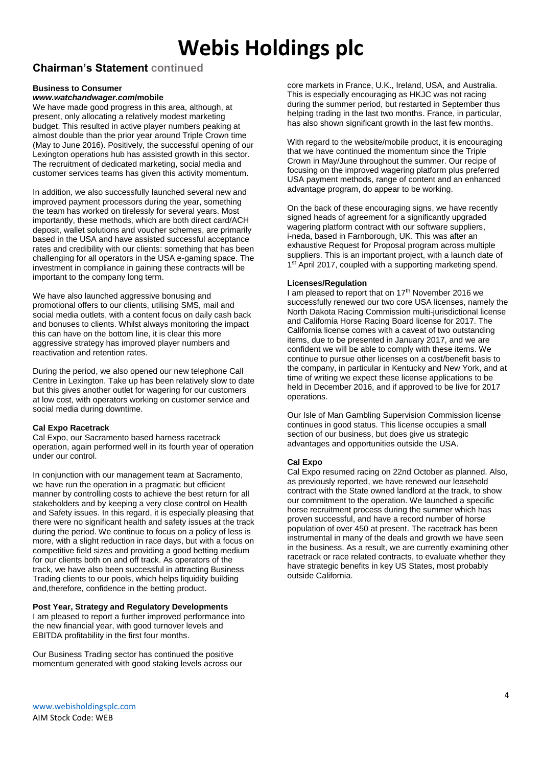# Webis Holdings plc

## Chairman's Statement continued

### Business to Consumer

***www.watchandwager.com*/mobile**

We have made good progress in this area, although, at present, only allocating a relatively modest marketing budget. This resulted in active player numbers peaking at almost double than the prior year around Triple Crown time (May to June 2016). Positively, the successful opening of our Lexington operations hub has assisted growth in this sector. The recruitment of dedicated marketing, social media and customer services teams has given this activity momentum.

In addition, we also successfully launched several new and improved payment processors during the year, something the team has worked on tirelessly for several years. Most importantly, these methods, which are both direct card/ACH deposit, wallet solutions and voucher schemes, are primarily based in the USA and have assisted successful acceptance rates and credibility with our clients: something that has been challenging for all operators in the USA e-gaming space. The investment in compliance in gaining these contracts will be important to the company long term.

We have also launched aggressive bonusing and promotional offers to our clients, utilising SMS, mail and social media outlets, with a content focus on daily cash back and bonuses to clients. Whilst always monitoring the impact this can have on the bottom line, it is clear this more aggressive strategy has improved player numbers and reactivation and retention rates.

During the period, we also opened our new telephone Call Centre in Lexington. Take up has been relatively slow to date but this gives another outlet for wagering for our customers at low cost, with operators working on customer service and social media during downtime.

### Cal Expo Racetrack

Cal Expo, our Sacramento based harness racetrack operation, again performed well in its fourth year of operation under our control.

In conjunction with our management team at Sacramento, we have run the operation in a pragmatic but efficient manner by controlling costs to achieve the best return for all stakeholders and by keeping a very close control on Health and Safety issues. In this regard, it is especially pleasing that there were no significant health and safety issues at the track during the period. We continue to focus on a policy of less is more, with a slight reduction in race days, but with a focus on competitive field sizes and providing a good betting medium for our clients both on and off track. As operators of the track, we have also been successful in attracting Business Trading clients to our pools, which helps liquidity building and,therefore, confidence in the betting product.

### Post Year, Strategy and Regulatory Developments

I am pleased to report a further improved performance into the new financial year, with good turnover levels and EBITDA profitability in the first four months.

Our Business Trading sector has continued the positive momentum generated with good staking levels across our core markets in France, U.K., Ireland, USA, and Australia. This is especially encouraging as HKJC was not racing during the summer period, but restarted in September thus helping trading in the last two months. France, in particular, has also shown significant growth in the last few months.

With regard to the website/mobile product, it is encouraging that we have continued the momentum since the Triple Crown in May/June throughout the summer. Our recipe of focusing on the improved wagering platform plus preferred USA payment methods, range of content and an enhanced advantage program, do appear to be working.

On the back of these encouraging signs, we have recently signed heads of agreement for a significantly upgraded wagering platform contract with our software suppliers, i-neda, based in Farnborough, UK. This was after an exhaustive Request for Proposal program across multiple suppliers. This is an important project, with a launch date of 1st April 2017, coupled with a supporting marketing spend.

### Licenses/Regulation

I am pleased to report that on 17th November 2016 we successfully renewed our two core USA licenses, namely the North Dakota Racing Commission multi-jurisdictional license and California Horse Racing Board license for 2017. The California license comes with a caveat of two outstanding items, due to be presented in January 2017, and we are confident we will be able to comply with these items. We continue to pursue other licenses on a cost/benefit basis to the company, in particular in Kentucky and New York, and at time of writing we expect these license applications to be held in December 2016, and if approved to be live for 2017 operations.

Our Isle of Man Gambling Supervision Commission license continues in good status. This license occupies a small section of our business, but does give us strategic advantages and opportunities outside the USA.

### Cal Expo

Cal Expo resumed racing on 22nd October as planned. Also, as previously reported, we have renewed our leasehold contract with the State owned landlord at the track, to show our commitment to the operation. We launched a specific horse recruitment process during the summer which has proven successful, and have a record number of horse population of over 450 at present. The racetrack has been instrumental in many of the deals and growth we have seen in the business. As a result, we are currently examining other racetrack or race related contracts, to evaluate whether they have strategic benefits in key US States, most probably outside California.

www.webisholdingsplc.com
AIM Stock Code: WEB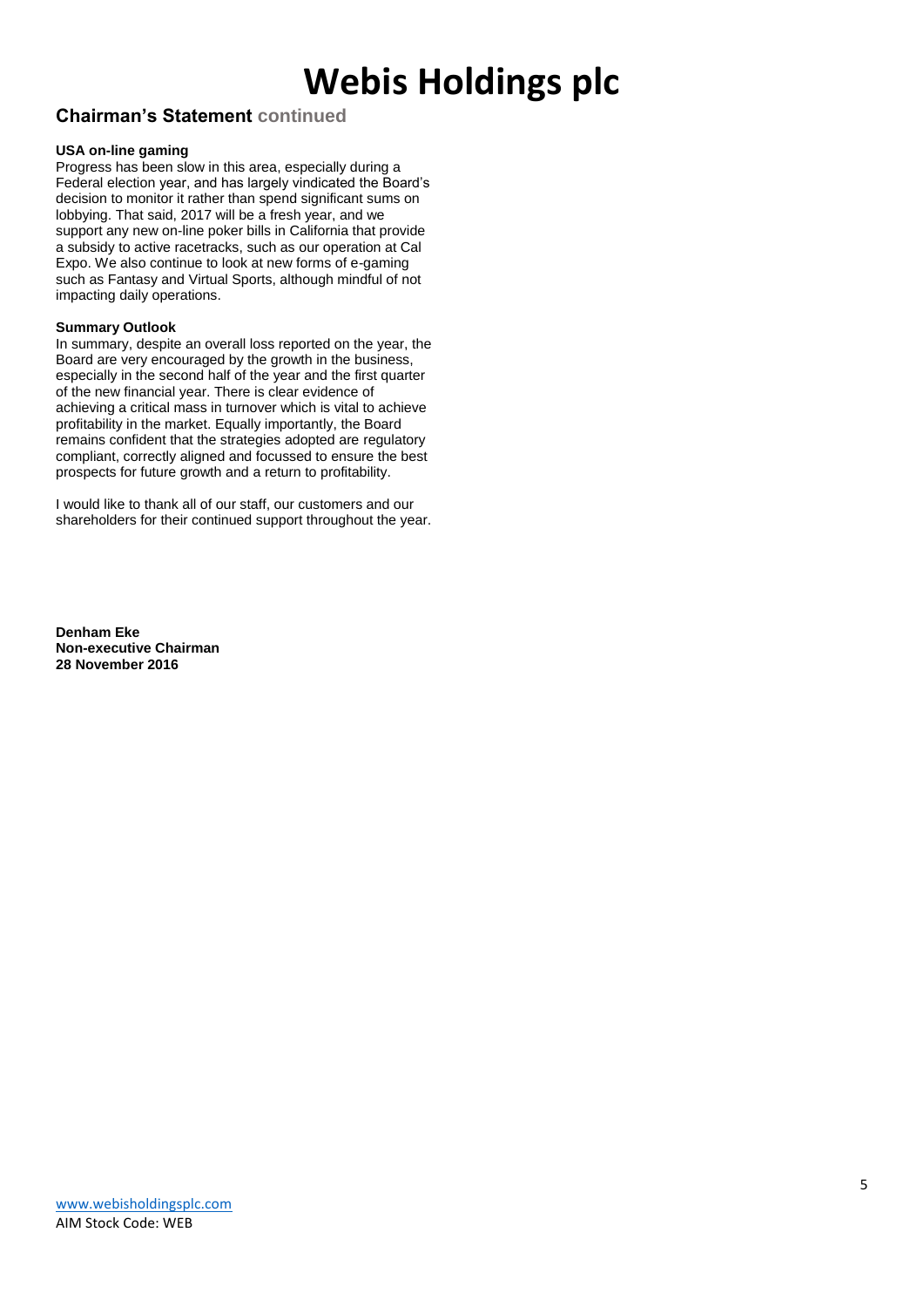## Chairman's Statement continued

**USA on-line gaming**

Progress has been slow in this area, especially during a Federal election year, and has largely vindicated the Board's decision to monitor it rather than spend significant sums on lobbying. That said, 2017 will be a fresh year, and we support any new on-line poker bills in California that provide a subsidy to active racetracks, such as our operation at Cal Expo. We also continue to look at new forms of e-gaming such as Fantasy and Virtual Sports, although mindful of not impacting daily operations.

**Summary Outlook**

In summary, despite an overall loss reported on the year, the Board are very encouraged by the growth in the business, especially in the second half of the year and the first quarter of the new financial year. There is clear evidence of achieving a critical mass in turnover which is vital to achieve profitability in the market. Equally importantly, the Board remains confident that the strategies adopted are regulatory compliant, correctly aligned and focussed to ensure the best prospects for future growth and a return to profitability.

I would like to thank all of our staff, our customers and our shareholders for their continued support throughout the year.

**Denham Eke**
**Non-executive Chairman**
**28 November 2016**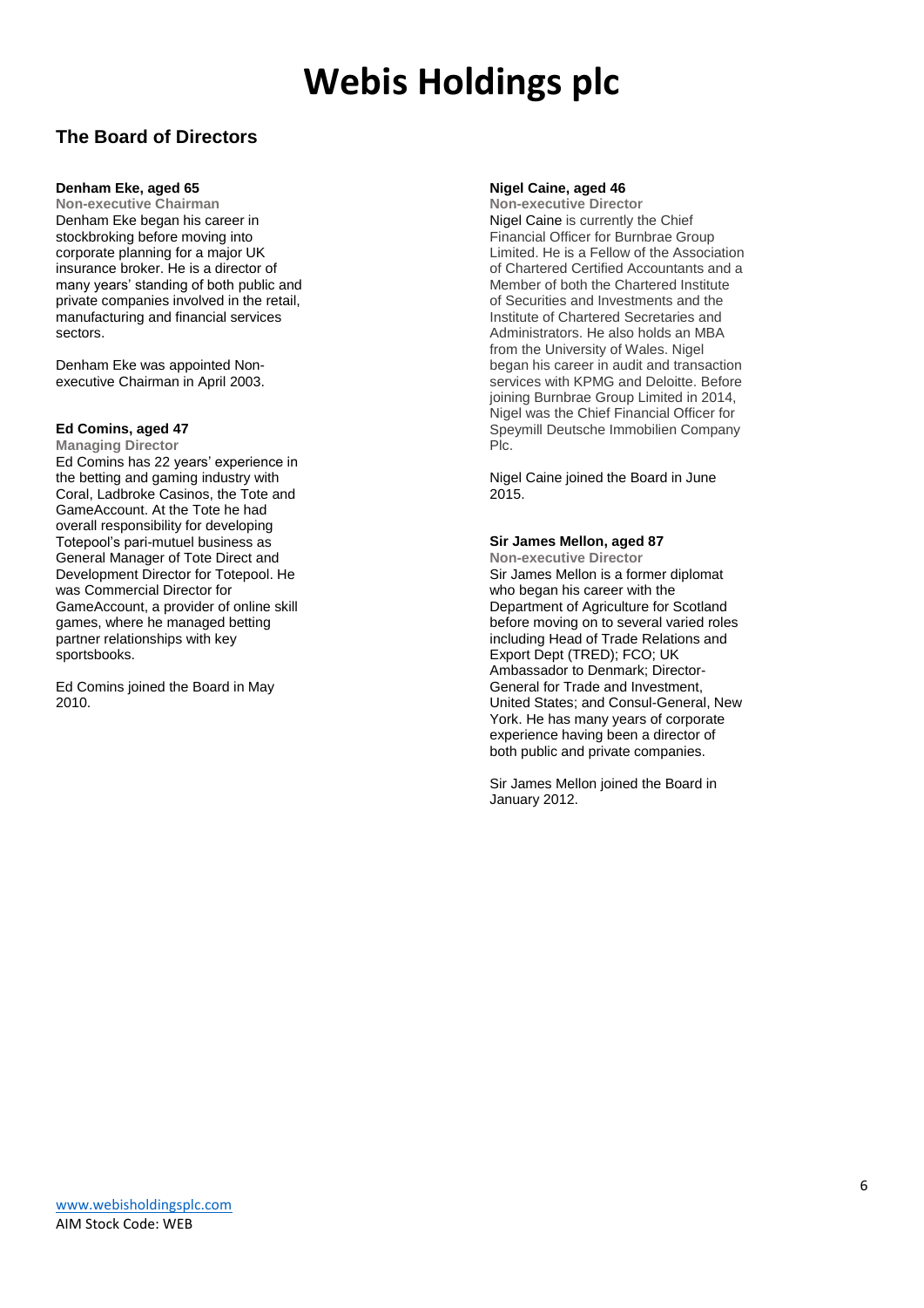# Webis Holdings plc

## The Board of Directors

**Denham Eke, aged 65**
**Non-executive Chairman**
Denham Eke began his career in stockbroking before moving into corporate planning for a major UK insurance broker. He is a director of many years' standing of both public and private companies involved in the retail, manufacturing and financial services sectors.

Denham Eke was appointed Non-executive Chairman in April 2003.

**Ed Comins, aged 47**
**Managing Director**
Ed Comins has 22 years' experience in the betting and gaming industry with Coral, Ladbroke Casinos, the Tote and GameAccount. At the Tote he had overall responsibility for developing Totepool's pari-mutuel business as General Manager of Tote Direct and Development Director for Totepool. He was Commercial Director for GameAccount, a provider of online skill games, where he managed betting partner relationships with key sportsbooks.

Ed Comins joined the Board in May 2010.

**Nigel Caine, aged 46**
**Non-executive Director**
Nigel Caine is currently the Chief Financial Officer for Burnbrae Group Limited. He is a Fellow of the Association of Chartered Certified Accountants and a Member of both the Chartered Institute of Securities and Investments and the Institute of Chartered Secretaries and Administrators. He also holds an MBA from the University of Wales. Nigel began his career in audit and transaction services with KPMG and Deloitte. Before joining Burnbrae Group Limited in 2014, Nigel was the Chief Financial Officer for Speymill Deutsche Immobilien Company Plc.

Nigel Caine joined the Board in June 2015.

**Sir James Mellon, aged 87**
**Non-executive Director**
Sir James Mellon is a former diplomat who began his career with the Department of Agriculture for Scotland before moving on to several varied roles including Head of Trade Relations and Export Dept (TRED); FCO; UK Ambassador to Denmark; Director-General for Trade and Investment, United States; and Consul-General, New York. He has many years of corporate experience having been a director of both public and private companies.

Sir James Mellon joined the Board in January 2012.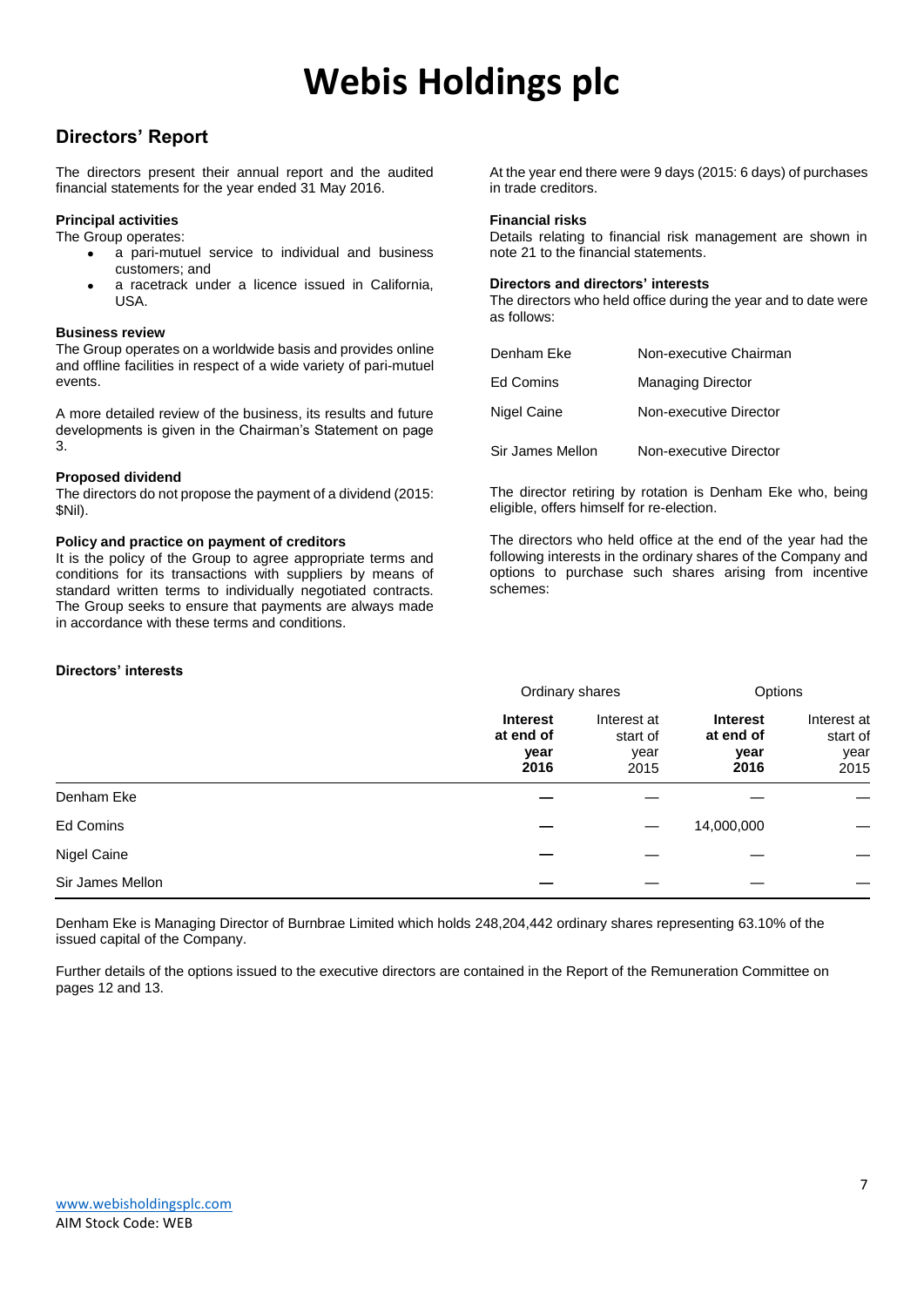# Webis Holdings plc

## Directors' Report

The directors present their annual report and the audited financial statements for the year ended 31 May 2016.

### Principal activities

The Group operates:

- a pari-mutuel service to individual and business customers; and
- a racetrack under a licence issued in California, USA.

### Business review

The Group operates on a worldwide basis and provides online and offline facilities in respect of a wide variety of pari-mutuel events.

A more detailed review of the business, its results and future developments is given in the Chairman's Statement on page 3.

### Proposed dividend

The directors do not propose the payment of a dividend (2015: $Nil).

### Policy and practice on payment of creditors

It is the policy of the Group to agree appropriate terms and conditions for its transactions with suppliers by means of standard written terms to individually negotiated contracts. The Group seeks to ensure that payments are always made in accordance with these terms and conditions.

At the year end there were 9 days (2015: 6 days) of purchases in trade creditors.

### Financial risks

Details relating to financial risk management are shown in note 21 to the financial statements.

### Directors and directors' interests

The directors who held office during the year and to date were as follows:

| | |
|---|---|
| Denham Eke | Non-executive Chairman |
| Ed Comins | Managing Director |
| Nigel Caine | Non-executive Director |
| Sir James Mellon | Non-executive Director |

The director retiring by rotation is Denham Eke who, being eligible, offers himself for re-election.

The directors who held office at the end of the year had the following interests in the ordinary shares of the Company and options to purchase such shares arising from incentive schemes:

### Directors' interests

| | Ordinary shares | | Options | |
|---|---|---|---|---|
| | **Interest at end of year 2016** | Interest at start of year 2015 | **Interest at end of year 2016** | Interest at start of year 2015 |
| Denham Eke | — | — | — | — |
| Ed Comins | — | — | 14,000,000 | — |
| Nigel Caine | — | — | — | — |
| Sir James Mellon | — | — | — | — |

Denham Eke is Managing Director of Burnbrae Limited which holds 248,204,442 ordinary shares representing 63.10% of the issued capital of the Company.

Further details of the options issued to the executive directors are contained in the Report of the Remuneration Committee on pages 12 and 13.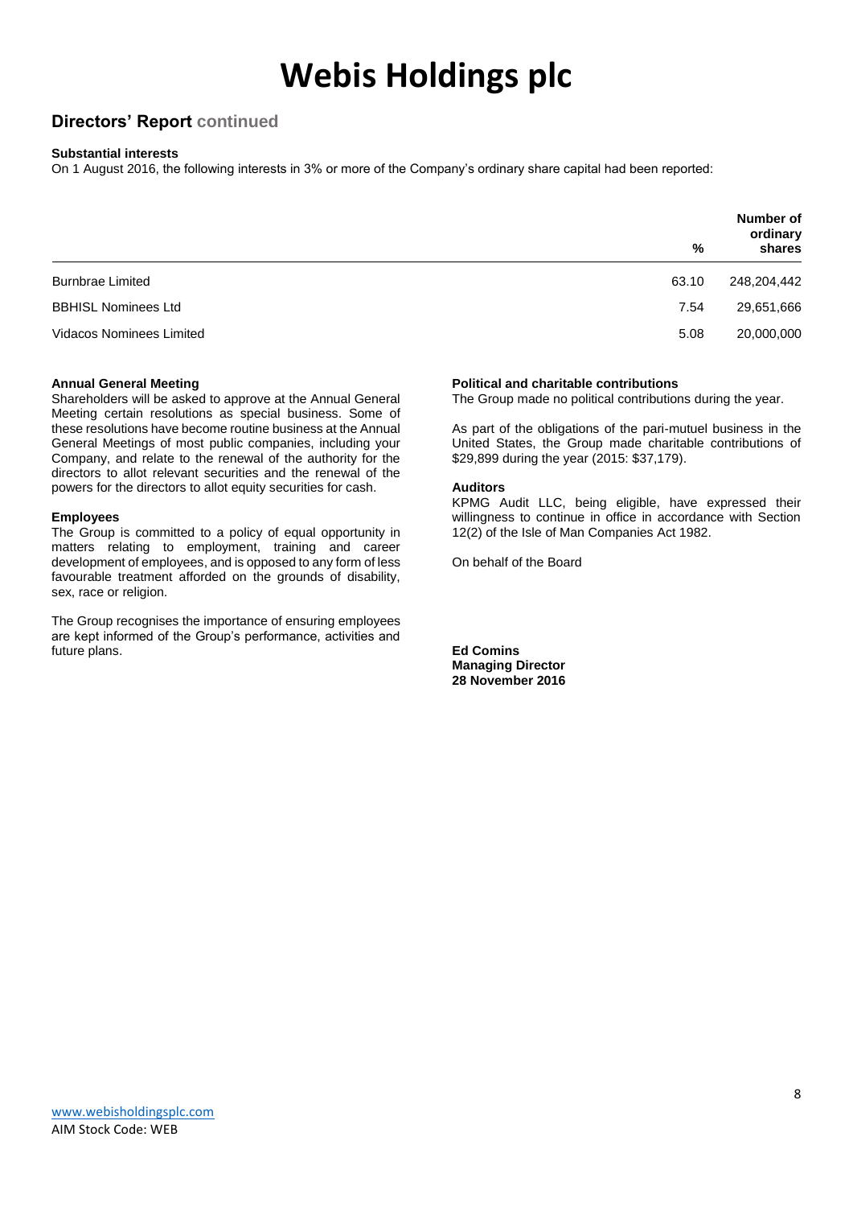# Webis Holdings plc

## Directors' Report continued

### Substantial interests

On 1 August 2016, the following interests in 3% or more of the Company's ordinary share capital had been reported:

| | % | Number of ordinary shares |
|---|---|---|
| Burnbrae Limited | 63.10 | 248,204,442 |
| BBHISL Nominees Ltd | 7.54 | 29,651,666 |
| Vidacos Nominees Limited | 5.08 | 20,000,000 |

### Annual General Meeting

Shareholders will be asked to approve at the Annual General Meeting certain resolutions as special business. Some of these resolutions have become routine business at the Annual General Meetings of most public companies, including your Company, and relate to the renewal of the authority for the directors to allot relevant securities and the renewal of the powers for the directors to allot equity securities for cash.

### Employees

The Group is committed to a policy of equal opportunity in matters relating to employment, training and career development of employees, and is opposed to any form of less favourable treatment afforded on the grounds of disability, sex, race or religion.

The Group recognises the importance of ensuring employees are kept informed of the Group's performance, activities and future plans.

### Political and charitable contributions

The Group made no political contributions during the year.

As part of the obligations of the pari-mutuel business in the United States, the Group made charitable contributions of $29,899 during the year (2015: $37,179).

### Auditors

KPMG Audit LLC, being eligible, have expressed their willingness to continue in office in accordance with Section 12(2) of the Isle of Man Companies Act 1982.

On behalf of the Board

**Ed Comins**
**Managing Director**
**28 November 2016**

www.webisholdingsplc.com
AIM Stock Code: WEB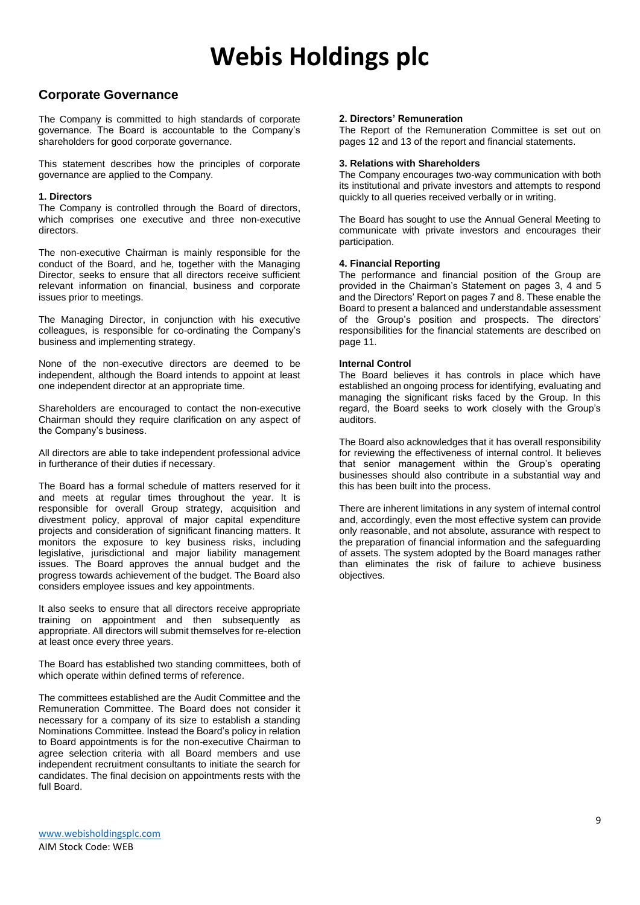# Webis Holdings plc

## Corporate Governance

The Company is committed to high standards of corporate governance. The Board is accountable to the Company's shareholders for good corporate governance.

This statement describes how the principles of corporate governance are applied to the Company.

### 1. Directors

The Company is controlled through the Board of directors, which comprises one executive and three non-executive directors.

The non-executive Chairman is mainly responsible for the conduct of the Board, and he, together with the Managing Director, seeks to ensure that all directors receive sufficient relevant information on financial, business and corporate issues prior to meetings.

The Managing Director, in conjunction with his executive colleagues, is responsible for co-ordinating the Company's business and implementing strategy.

None of the non-executive directors are deemed to be independent, although the Board intends to appoint at least one independent director at an appropriate time.

Shareholders are encouraged to contact the non-executive Chairman should they require clarification on any aspect of the Company's business.

All directors are able to take independent professional advice in furtherance of their duties if necessary.

The Board has a formal schedule of matters reserved for it and meets at regular times throughout the year. It is responsible for overall Group strategy, acquisition and divestment policy, approval of major capital expenditure projects and consideration of significant financing matters. It monitors the exposure to key business risks, including legislative, jurisdictional and major liability management issues. The Board approves the annual budget and the progress towards achievement of the budget. The Board also considers employee issues and key appointments.

It also seeks to ensure that all directors receive appropriate training on appointment and then subsequently as appropriate. All directors will submit themselves for re-election at least once every three years.

The Board has established two standing committees, both of which operate within defined terms of reference.

The committees established are the Audit Committee and the Remuneration Committee. The Board does not consider it necessary for a company of its size to establish a standing Nominations Committee. Instead the Board's policy in relation to Board appointments is for the non-executive Chairman to agree selection criteria with all Board members and use independent recruitment consultants to initiate the search for candidates. The final decision on appointments rests with the full Board.

### 2. Directors' Remuneration

The Report of the Remuneration Committee is set out on pages 12 and 13 of the report and financial statements.

### 3. Relations with Shareholders

The Company encourages two-way communication with both its institutional and private investors and attempts to respond quickly to all queries received verbally or in writing.

The Board has sought to use the Annual General Meeting to communicate with private investors and encourages their participation.

### 4. Financial Reporting

The performance and financial position of the Group are provided in the Chairman's Statement on pages 3, 4 and 5 and the Directors' Report on pages 7 and 8. These enable the Board to present a balanced and understandable assessment of the Group's position and prospects. The directors' responsibilities for the financial statements are described on page 11.

### Internal Control

The Board believes it has controls in place which have established an ongoing process for identifying, evaluating and managing the significant risks faced by the Group. In this regard, the Board seeks to work closely with the Group's auditors.

The Board also acknowledges that it has overall responsibility for reviewing the effectiveness of internal control. It believes that senior management within the Group's operating businesses should also contribute in a substantial way and this has been built into the process.

There are inherent limitations in any system of internal control and, accordingly, even the most effective system can provide only reasonable, and not absolute, assurance with respect to the preparation of financial information and the safeguarding of assets. The system adopted by the Board manages rather than eliminates the risk of failure to achieve business objectives.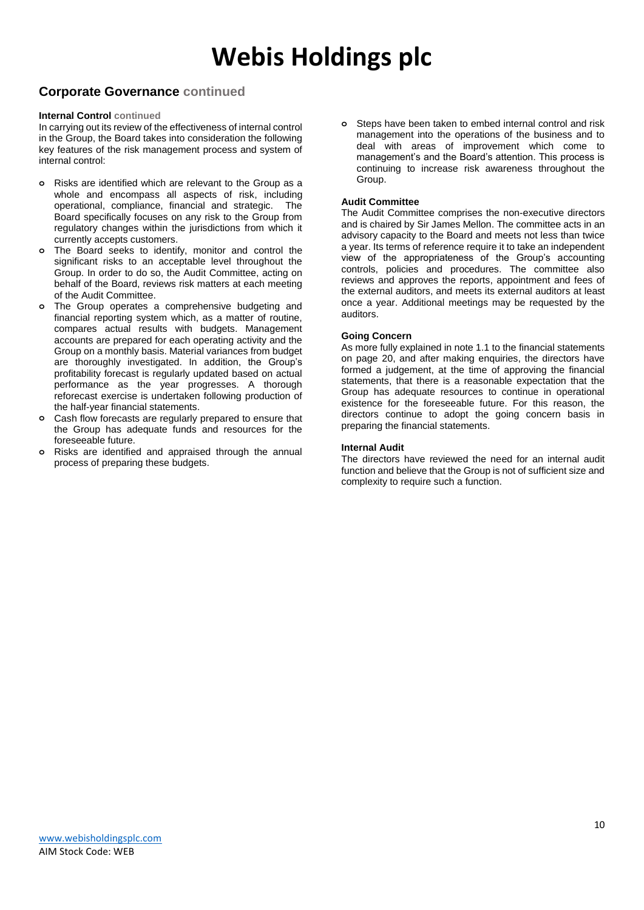## Corporate Governance continued

**Internal Control** continued

In carrying out its review of the effectiveness of internal control in the Group, the Board takes into consideration the following key features of the risk management process and system of internal control:

- Risks are identified which are relevant to the Group as a whole and encompass all aspects of risk, including operational, compliance, financial and strategic. The Board specifically focuses on any risk to the Group from regulatory changes within the jurisdictions from which it currently accepts customers.
- The Board seeks to identify, monitor and control the significant risks to an acceptable level throughout the Group. In order to do so, the Audit Committee, acting on behalf of the Board, reviews risk matters at each meeting of the Audit Committee.
- The Group operates a comprehensive budgeting and financial reporting system which, as a matter of routine, compares actual results with budgets. Management accounts are prepared for each operating activity and the Group on a monthly basis. Material variances from budget are thoroughly investigated. In addition, the Group's profitability forecast is regularly updated based on actual performance as the year progresses. A thorough reforecast exercise is undertaken following production of the half-year financial statements.
- Cash flow forecasts are regularly prepared to ensure that the Group has adequate funds and resources for the foreseeable future.
- Risks are identified and appraised through the annual process of preparing these budgets.
- Steps have been taken to embed internal control and risk management into the operations of the business and to deal with areas of improvement which come to management's and the Board's attention. This process is continuing to increase risk awareness throughout the Group.

**Audit Committee**

The Audit Committee comprises the non-executive directors and is chaired by Sir James Mellon. The committee acts in an advisory capacity to the Board and meets not less than twice a year. Its terms of reference require it to take an independent view of the appropriateness of the Group's accounting controls, policies and procedures. The committee also reviews and approves the reports, appointment and fees of the external auditors, and meets its external auditors at least once a year. Additional meetings may be requested by the auditors.

**Going Concern**

As more fully explained in note 1.1 to the financial statements on page 20, and after making enquiries, the directors have formed a judgement, at the time of approving the financial statements, that there is a reasonable expectation that the Group has adequate resources to continue in operational existence for the foreseeable future. For this reason, the directors continue to adopt the going concern basis in preparing the financial statements.

**Internal Audit**

The directors have reviewed the need for an internal audit function and believe that the Group is not of sufficient size and complexity to require such a function.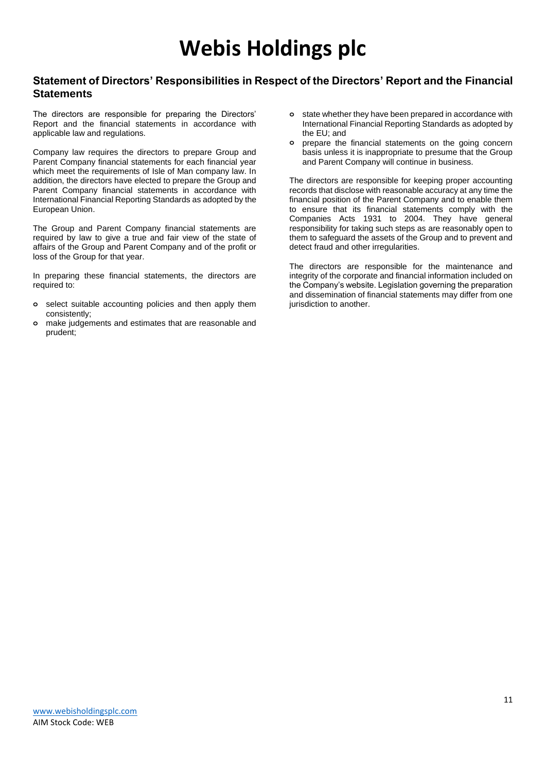## Statement of Directors' Responsibilities in Respect of the Directors' Report and the Financial Statements

The directors are responsible for preparing the Directors' Report and the financial statements in accordance with applicable law and regulations.

Company law requires the directors to prepare Group and Parent Company financial statements for each financial year which meet the requirements of Isle of Man company law. In addition, the directors have elected to prepare the Group and Parent Company financial statements in accordance with International Financial Reporting Standards as adopted by the European Union.

The Group and Parent Company financial statements are required by law to give a true and fair view of the state of affairs of the Group and Parent Company and of the profit or loss of the Group for that year.

In preparing these financial statements, the directors are required to:

- select suitable accounting policies and then apply them consistently;
- make judgements and estimates that are reasonable and prudent;
- state whether they have been prepared in accordance with International Financial Reporting Standards as adopted by the EU; and
- prepare the financial statements on the going concern basis unless it is inappropriate to presume that the Group and Parent Company will continue in business.

The directors are responsible for keeping proper accounting records that disclose with reasonable accuracy at any time the financial position of the Parent Company and to enable them to ensure that its financial statements comply with the Companies Acts 1931 to 2004. They have general responsibility for taking such steps as are reasonably open to them to safeguard the assets of the Group and to prevent and detect fraud and other irregularities.

The directors are responsible for the maintenance and integrity of the corporate and financial information included on the Company's website. Legislation governing the preparation and dissemination of financial statements may differ from one jurisdiction to another.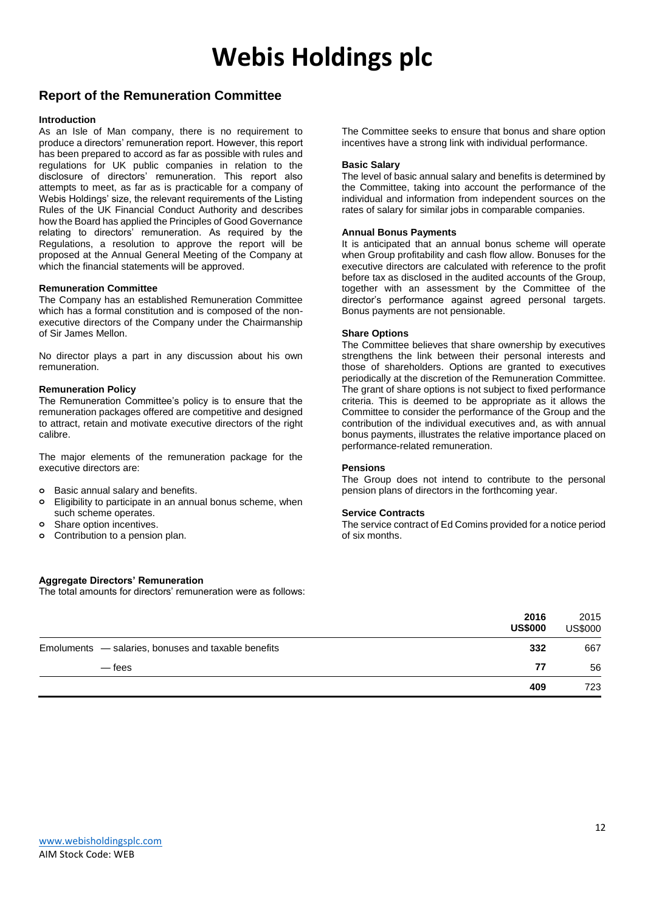# Webis Holdings plc

## Report of the Remuneration Committee

### Introduction

As an Isle of Man company, there is no requirement to produce a directors' remuneration report. However, this report has been prepared to accord as far as possible with rules and regulations for UK public companies in relation to the disclosure of directors' remuneration. This report also attempts to meet, as far as is practicable for a company of Webis Holdings' size, the relevant requirements of the Listing Rules of the UK Financial Conduct Authority and describes how the Board has applied the Principles of Good Governance relating to directors' remuneration. As required by the Regulations, a resolution to approve the report will be proposed at the Annual General Meeting of the Company at which the financial statements will be approved.

### Remuneration Committee

The Company has an established Remuneration Committee which has a formal constitution and is composed of the non-executive directors of the Company under the Chairmanship of Sir James Mellon.

No director plays a part in any discussion about his own remuneration.

### Remuneration Policy

The Remuneration Committee's policy is to ensure that the remuneration packages offered are competitive and designed to attract, retain and motivate executive directors of the right calibre.

The major elements of the remuneration package for the executive directors are:

- Basic annual salary and benefits.
- Eligibility to participate in an annual bonus scheme, when such scheme operates.
- Share option incentives.
- Contribution to a pension plan.

The Committee seeks to ensure that bonus and share option incentives have a strong link with individual performance.

### Basic Salary

The level of basic annual salary and benefits is determined by the Committee, taking into account the performance of the individual and information from independent sources on the rates of salary for similar jobs in comparable companies.

### Annual Bonus Payments

It is anticipated that an annual bonus scheme will operate when Group profitability and cash flow allow. Bonuses for the executive directors are calculated with reference to the profit before tax as disclosed in the audited accounts of the Group, together with an assessment by the Committee of the director's performance against agreed personal targets. Bonus payments are not pensionable.

### Share Options

The Committee believes that share ownership by executives strengthens the link between their personal interests and those of shareholders. Options are granted to executives periodically at the discretion of the Remuneration Committee. The grant of share options is not subject to fixed performance criteria. This is deemed to be appropriate as it allows the Committee to consider the performance of the Group and the contribution of the individual executives and, as with annual bonus payments, illustrates the relative importance placed on performance-related remuneration.

### Pensions

The Group does not intend to contribute to the personal pension plans of directors in the forthcoming year.

### Service Contracts

The service contract of Ed Comins provided for a notice period of six months.

### Aggregate Directors' Remuneration

The total amounts for directors' remuneration were as follows:

| | **2016 US$000** | 2015 US$000 |
|---|---|---|
| Emoluments — salaries, bonuses and taxable benefits | **332** | 667 |
| — fees | **77** | 56 |
| | **409** | 723 |

www.webisholdingsplc.com
AIM Stock Code: WEB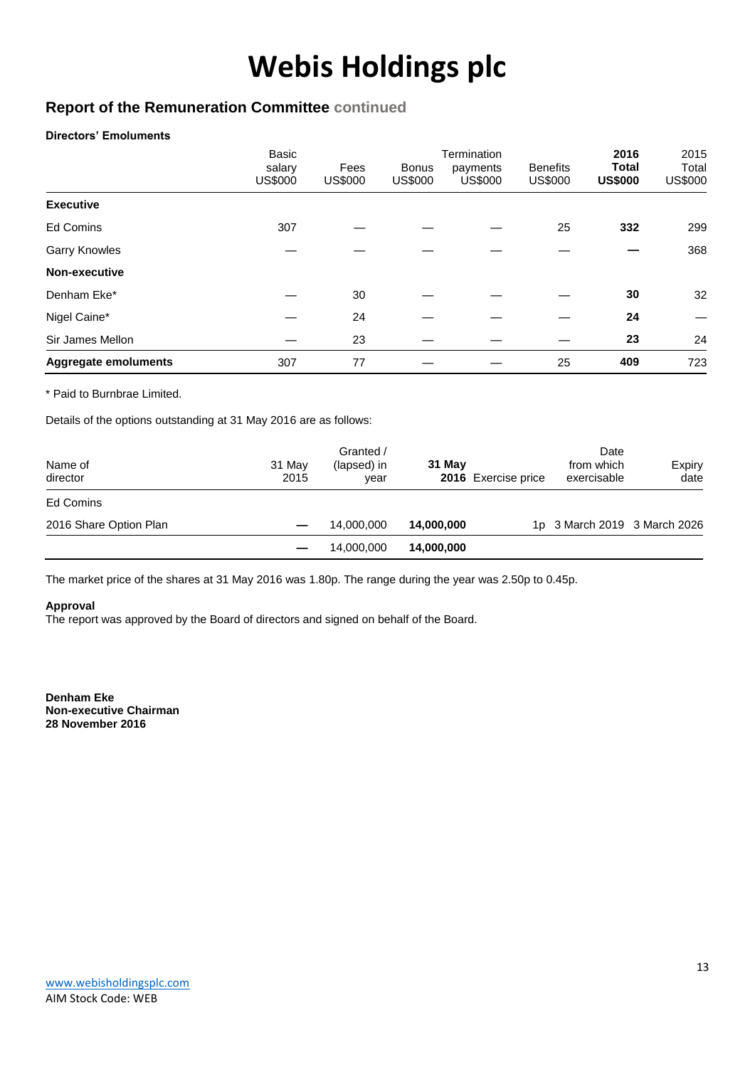# Webis Holdings plc

## Report of the Remuneration Committee continued

**Directors' Emoluments**

| | Basic salary US$000 | Fees US$000 | Bonus US$000 | Termination payments US$000 | Benefits US$000 | **2016 Total US$000** | 2015 Total US$000 |
|---|---|---|---|---|---|---|---|
| **Executive** | | | | | | | |
| Ed Comins | 307 | — | — | — | 25 | **332** | 299 |
| Garry Knowles | — | — | — | — | — | **—** | 368 |
| **Non-executive** | | | | | | | |
| Denham Eke* | — | 30 | — | — | — | **30** | 32 |
| Nigel Caine* | — | 24 | — | — | — | **24** | — |
| Sir James Mellon | — | 23 | — | — | — | **23** | 24 |
| **Aggregate emoluments** | 307 | 77 | — | — | 25 | **409** | 723 |

* Paid to Burnbrae Limited.

Details of the options outstanding at 31 May 2016 are as follows:

| Name of director | 31 May 2015 | Granted / (lapsed) in year | **31 May 2016** | Exercise price | Date from which exercisable | Expiry date |
|---|---|---|---|---|---|---|
| Ed Comins | | | | | | |
| 2016 Share Option Plan | — | 14,000,000 | **14,000,000** | 1p | 3 March 2019 | 3 March 2026 |
| | — | 14,000,000 | **14,000,000** | | | |

The market price of the shares at 31 May 2016 was 1.80p. The range during the year was 2.50p to 0.45p.

**Approval**

The report was approved by the Board of directors and signed on behalf of the Board.

**Denham Eke**
**Non-executive Chairman**
**28 November 2016**

www.webisholdingsplc.com
AIM Stock Code: WEB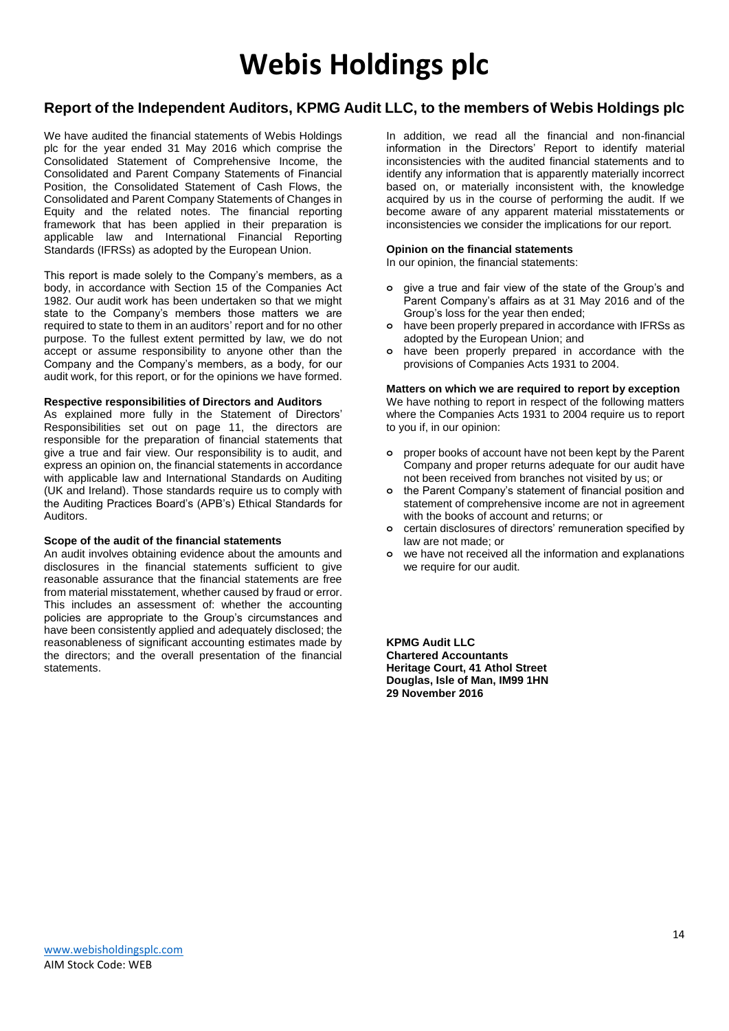# Webis Holdings plc

## Report of the Independent Auditors, KPMG Audit LLC, to the members of Webis Holdings plc

We have audited the financial statements of Webis Holdings plc for the year ended 31 May 2016 which comprise the Consolidated Statement of Comprehensive Income, the Consolidated and Parent Company Statements of Financial Position, the Consolidated Statement of Cash Flows, the Consolidated and Parent Company Statements of Changes in Equity and the related notes. The financial reporting framework that has been applied in their preparation is applicable law and International Financial Reporting Standards (IFRSs) as adopted by the European Union.

This report is made solely to the Company's members, as a body, in accordance with Section 15 of the Companies Act 1982. Our audit work has been undertaken so that we might state to the Company's members those matters we are required to state to them in an auditors' report and for no other purpose. To the fullest extent permitted by law, we do not accept or assume responsibility to anyone other than the Company and the Company's members, as a body, for our audit work, for this report, or for the opinions we have formed.

**Respective responsibilities of Directors and Auditors**

As explained more fully in the Statement of Directors' Responsibilities set out on page 11, the directors are responsible for the preparation of financial statements that give a true and fair view. Our responsibility is to audit, and express an opinion on, the financial statements in accordance with applicable law and International Standards on Auditing (UK and Ireland). Those standards require us to comply with the Auditing Practices Board's (APB's) Ethical Standards for Auditors.

**Scope of the audit of the financial statements**

An audit involves obtaining evidence about the amounts and disclosures in the financial statements sufficient to give reasonable assurance that the financial statements are free from material misstatement, whether caused by fraud or error. This includes an assessment of: whether the accounting policies are appropriate to the Group's circumstances and have been consistently applied and adequately disclosed; the reasonableness of significant accounting estimates made by the directors; and the overall presentation of the financial statements.

In addition, we read all the financial and non-financial information in the Directors' Report to identify material inconsistencies with the audited financial statements and to identify any information that is apparently materially incorrect based on, or materially inconsistent with, the knowledge acquired by us in the course of performing the audit. If we become aware of any apparent material misstatements or inconsistencies we consider the implications for our report.

**Opinion on the financial statements**

In our opinion, the financial statements:

- give a true and fair view of the state of the Group's and Parent Company's affairs as at 31 May 2016 and of the Group's loss for the year then ended;
- have been properly prepared in accordance with IFRSs as adopted by the European Union; and
- have been properly prepared in accordance with the provisions of Companies Acts 1931 to 2004.

**Matters on which we are required to report by exception**

We have nothing to report in respect of the following matters where the Companies Acts 1931 to 2004 require us to report to you if, in our opinion:

- proper books of account have not been kept by the Parent Company and proper returns adequate for our audit have not been received from branches not visited by us; or
- the Parent Company's statement of financial position and statement of comprehensive income are not in agreement with the books of account and returns; or
- certain disclosures of directors' remuneration specified by law are not made; or
- we have not received all the information and explanations we require for our audit.

**KPMG Audit LLC**
**Chartered Accountants**
**Heritage Court, 41 Athol Street**
**Douglas, Isle of Man, IM99 1HN**
**29 November 2016**

www.webisholdingsplc.com
AIM Stock Code: WEB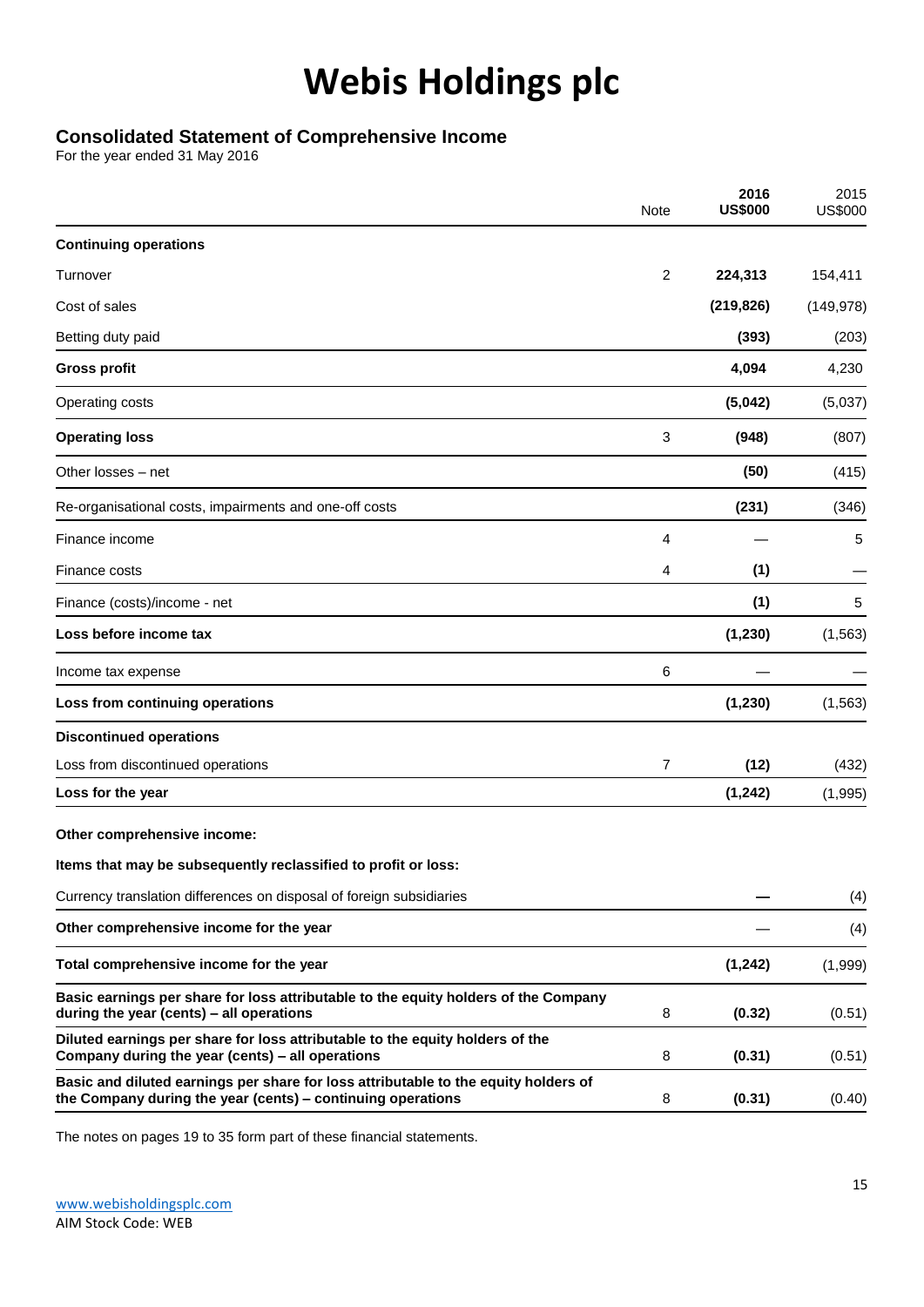# Webis Holdings plc

## Consolidated Statement of Comprehensive Income

For the year ended 31 May 2016

| | Note | 2016 US$000 | 2015 US$000 |
|---|---|---|---|
| **Continuing operations** | | | |
| Turnover | 2 | **224,313** | 154,411 |
| Cost of sales | | **(219,826)** | (149,978) |
| Betting duty paid | | **(393)** | (203) |
| **Gross profit** | | **4,094** | 4,230 |
| Operating costs | | **(5,042)** | (5,037) |
| **Operating loss** | 3 | **(948)** | (807) |
| Other losses – net | | **(50)** | (415) |
| Re-organisational costs, impairments and one-off costs | | **(231)** | (346) |
| Finance income | 4 | — | 5 |
| Finance costs | 4 | **(1)** | — |
| Finance (costs)/income - net | | **(1)** | 5 |
| **Loss before income tax** | | **(1,230)** | (1,563) |
| Income tax expense | 6 | — | — |
| **Loss from continuing operations** | | **(1,230)** | (1,563) |
| **Discontinued operations** | | | |
| Loss from discontinued operations | 7 | **(12)** | (432) |
| **Loss for the year** | | **(1,242)** | (1,995) |
| **Other comprehensive income:** | | | |
| **Items that may be subsequently reclassified to profit or loss:** | | | |
| Currency translation differences on disposal of foreign subsidiaries | | **—** | (4) |
| **Other comprehensive income for the year** | | — | (4) |
| **Total comprehensive income for the year** | | **(1,242)** | (1,999) |
| **Basic earnings per share for loss attributable to the equity holders of the Company during the year (cents) – all operations** | 8 | **(0.32)** | (0.51) |
| **Diluted earnings per share for loss attributable to the equity holders of the Company during the year (cents) – all operations** | 8 | **(0.31)** | (0.51) |
| **Basic and diluted earnings per share for loss attributable to the equity holders of the Company during the year (cents) – continuing operations** | 8 | **(0.31)** | (0.40) |

The notes on pages 19 to 35 form part of these financial statements.

www.webisholdingsplc.com
AIM Stock Code: WEB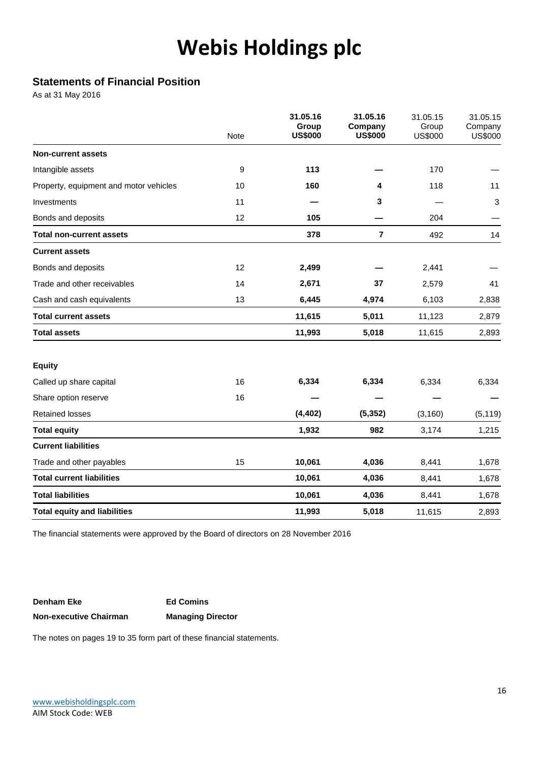# Webis Holdings plc

## Statements of Financial Position

As at 31 May 2016

| | Note | **31.05.16 Group US$000** | **31.05.16 Company US$000** | 31.05.15 Group US$000 | 31.05.15 Company US$000 |
|---|---|---|---|---|---|
| **Non-current assets** | | | | | |
| Intangible assets | 9 | **113** | **—** | 170 | — |
| Property, equipment and motor vehicles | 10 | **160** | **4** | 118 | 11 |
| Investments | 11 | **—** | **3** | — | 3 |
| Bonds and deposits | 12 | **105** | **—** | 204 | — |
| **Total non-current assets** | | **378** | **7** | 492 | 14 |
| **Current assets** | | | | | |
| Bonds and deposits | 12 | **2,499** | **—** | 2,441 | — |
| Trade and other receivables | 14 | **2,671** | **37** | 2,579 | 41 |
| Cash and cash equivalents | 13 | **6,445** | **4,974** | 6,103 | 2,838 |
| **Total current assets** | | **11,615** | **5,011** | 11,123 | 2,879 |
| **Total assets** | | **11,993** | **5,018** | 11,615 | 2,893 |
| | | | | | |
| **Equity** | | | | | |
| Called up share capital | 16 | **6,334** | **6,334** | 6,334 | 6,334 |
| Share option reserve | 16 | **—** | **—** | — | — |
| Retained losses | | **(4,402)** | **(5,352)** | (3,160) | (5,119) |
| **Total equity** | | **1,932** | **982** | 3,174 | 1,215 |
| **Current liabilities** | | | | | |
| Trade and other payables | 15 | **10,061** | **4,036** | 8,441 | 1,678 |
| **Total current liabilities** | | **10,061** | **4,036** | 8,441 | 1,678 |
| **Total liabilities** | | **10,061** | **4,036** | 8,441 | 1,678 |
| **Total equity and liabilities** | | **11,993** | **5,018** | 11,615 | 2,893 |

The financial statements were approved by the Board of directors on 28 November 2016

| **Denham Eke** | **Ed Comins** |
|---|---|
| **Non-executive Chairman** | **Managing Director** |

The notes on pages 19 to 35 form part of these financial statements.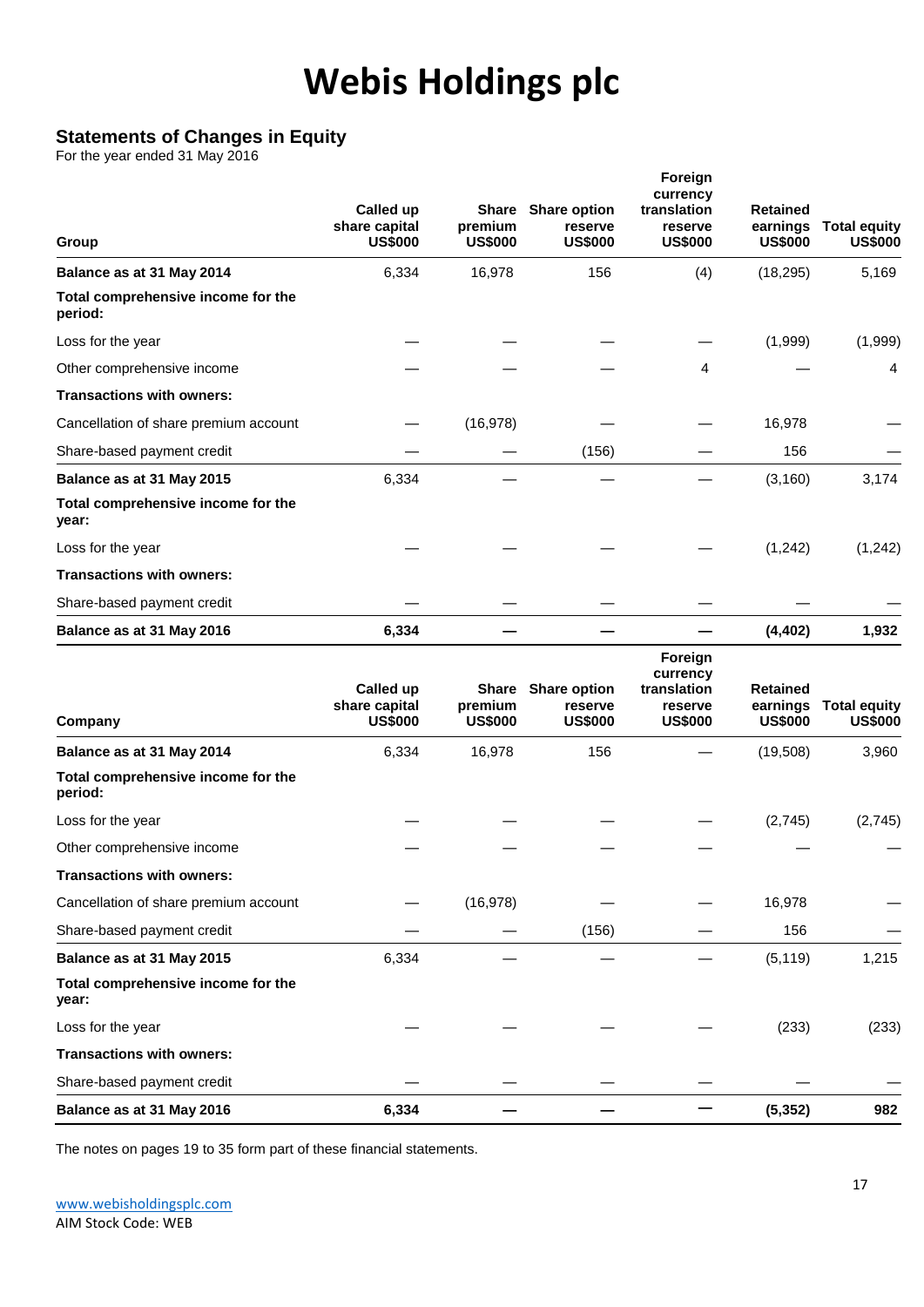# Webis Holdings plc

## Statements of Changes in Equity

For the year ended 31 May 2016

| Group | Called up share capital US$000 | Share premium US$000 | Share option reserve US$000 | Foreign currency translation reserve US$000 | Retained earnings US$000 | Total equity US$000 |
|---|---|---|---|---|---|---|
| **Balance as at 31 May 2014** | 6,334 | 16,978 | 156 | (4) | (18,295) | 5,169 |
| **Total comprehensive income for the period:** | | | | | | |
| Loss for the year | — | — | — | — | (1,999) | (1,999) |
| Other comprehensive income | — | — | — | 4 | — | 4 |
| **Transactions with owners:** | | | | | | |
| Cancellation of share premium account | — | (16,978) | — | — | 16,978 | — |
| Share-based payment credit | — | — | (156) | — | 156 | — |
| **Balance as at 31 May 2015** | 6,334 | — | — | — | (3,160) | 3,174 |
| **Total comprehensive income for the year:** | | | | | | |
| Loss for the year | — | — | — | — | (1,242) | (1,242) |
| **Transactions with owners:** | | | | | | |
| Share-based payment credit | — | — | — | — | — | — |
| **Balance as at 31 May 2016** | **6,334** | **—** | **—** | **—** | **(4,402)** | **1,932** |

| Company | Called up share capital US$000 | Share premium US$000 | Share option reserve US$000 | Foreign currency translation reserve US$000 | Retained earnings US$000 | Total equity US$000 |
|---|---|---|---|---|---|---|
| **Balance as at 31 May 2014** | 6,334 | 16,978 | 156 | — | (19,508) | 3,960 |
| **Total comprehensive income for the period:** | | | | | | |
| Loss for the year | — | — | — | — | (2,745) | (2,745) |
| Other comprehensive income | — | — | — | — | — | — |
| **Transactions with owners:** | | | | | | |
| Cancellation of share premium account | — | (16,978) | — | — | 16,978 | — |
| Share-based payment credit | — | — | (156) | — | 156 | — |
| **Balance as at 31 May 2015** | 6,334 | — | — | — | (5,119) | 1,215 |
| **Total comprehensive income for the year:** | | | | | | |
| Loss for the year | — | — | — | — | (233) | (233) |
| **Transactions with owners:** | | | | | | |
| Share-based payment credit | — | — | — | — | — | — |
| **Balance as at 31 May 2016** | **6,334** | **—** | **—** | **—** | **(5,352)** | **982** |

The notes on pages 19 to 35 form part of these financial statements.

www.webisholdingsplc.com
AIM Stock Code: WEB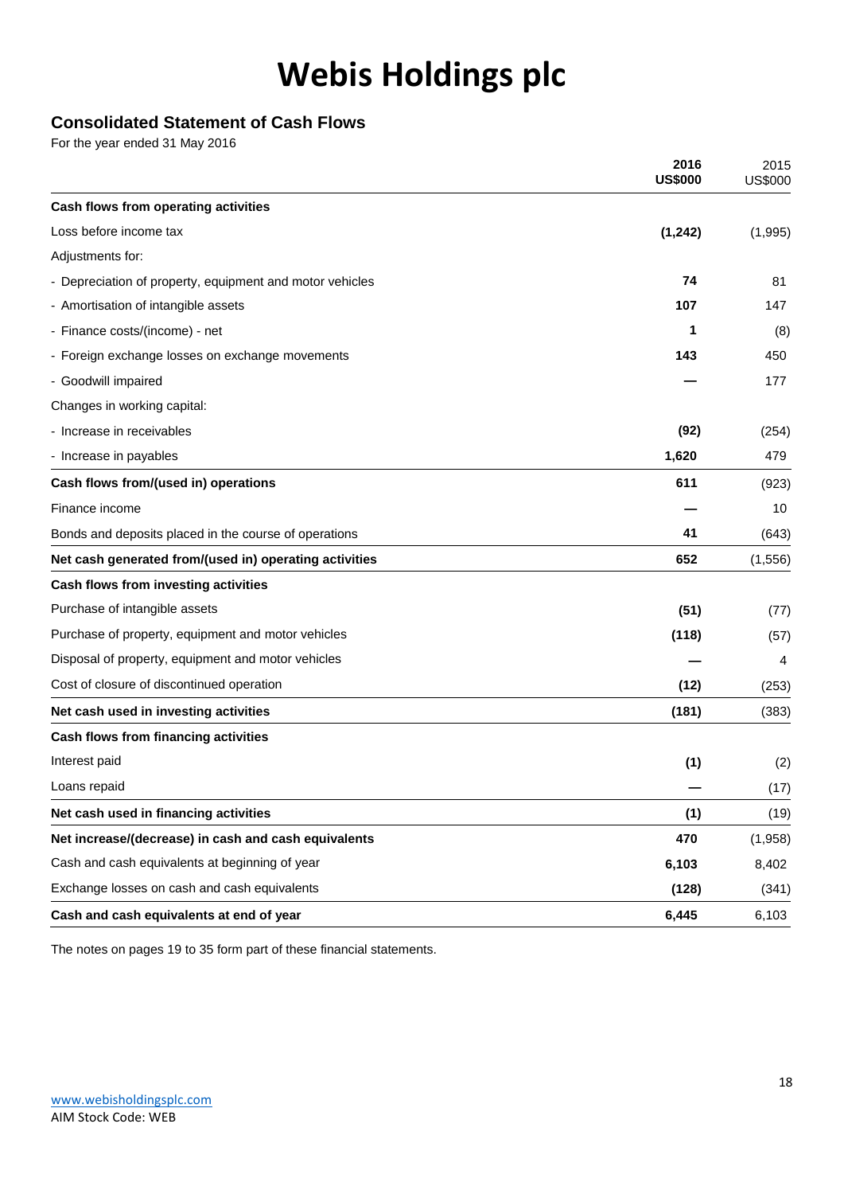# Webis Holdings plc

## Consolidated Statement of Cash Flows

For the year ended 31 May 2016

| | 2016 US$000 | 2015 US$000 |
|---|---|---|
| **Cash flows from operating activities** | | |
| Loss before income tax | **(1,242)** | (1,995) |
| Adjustments for: | | |
| - Depreciation of property, equipment and motor vehicles | **74** | 81 |
| - Amortisation of intangible assets | **107** | 147 |
| - Finance costs/(income) - net | **1** | (8) |
| - Foreign exchange losses on exchange movements | **143** | 450 |
| - Goodwill impaired | **—** | 177 |
| Changes in working capital: | | |
| - Increase in receivables | **(92)** | (254) |
| - Increase in payables | **1,620** | 479 |
| **Cash flows from/(used in) operations** | **611** | (923) |
| Finance income | **—** | 10 |
| Bonds and deposits placed in the course of operations | **41** | (643) |
| **Net cash generated from/(used in) operating activities** | **652** | (1,556) |
| **Cash flows from investing activities** | | |
| Purchase of intangible assets | **(51)** | (77) |
| Purchase of property, equipment and motor vehicles | **(118)** | (57) |
| Disposal of property, equipment and motor vehicles | **—** | 4 |
| Cost of closure of discontinued operation | **(12)** | (253) |
| **Net cash used in investing activities** | **(181)** | (383) |
| **Cash flows from financing activities** | | |
| Interest paid | **(1)** | (2) |
| Loans repaid | **—** | (17) |
| **Net cash used in financing activities** | **(1)** | (19) |
| **Net increase/(decrease) in cash and cash equivalents** | **470** | (1,958) |
| Cash and cash equivalents at beginning of year | **6,103** | 8,402 |
| Exchange losses on cash and cash equivalents | **(128)** | (341) |
| **Cash and cash equivalents at end of year** | **6,445** | 6,103 |

The notes on pages 19 to 35 form part of these financial statements.

www.webisholdingsplc.com
AIM Stock Code: WEB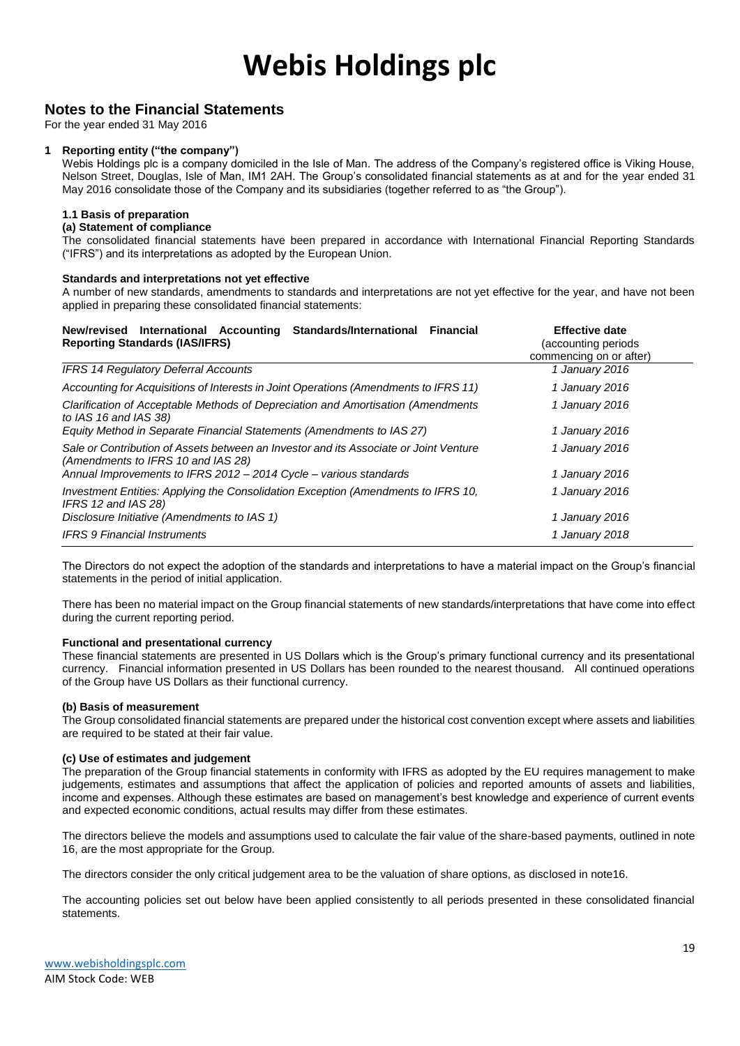# Webis Holdings plc

## Notes to the Financial Statements

For the year ended 31 May 2016

### 1 Reporting entity ("the company")

Webis Holdings plc is a company domiciled in the Isle of Man. The address of the Company's registered office is Viking House, Nelson Street, Douglas, Isle of Man, IM1 2AH. The Group's consolidated financial statements as at and for the year ended 31 May 2016 consolidate those of the Company and its subsidiaries (together referred to as "the Group").

#### 1.1 Basis of preparation

**(a) Statement of compliance**

The consolidated financial statements have been prepared in accordance with International Financial Reporting Standards ("IFRS") and its interpretations as adopted by the European Union.

**Standards and interpretations not yet effective**

A number of new standards, amendments to standards and interpretations are not yet effective for the year, and have not been applied in preparing these consolidated financial statements:

| New/revised International Accounting Standards/International Financial Reporting Standards (IAS/IFRS) | Effective date (accounting periods commencing on or after) |
|---|---|
| *IFRS 14 Regulatory Deferral Accounts* | *1 January 2016* |
| *Accounting for Acquisitions of Interests in Joint Operations (Amendments to IFRS 11)* | *1 January 2016* |
| *Clarification of Acceptable Methods of Depreciation and Amortisation (Amendments to IAS 16 and IAS 38)* | *1 January 2016* |
| *Equity Method in Separate Financial Statements (Amendments to IAS 27)* | *1 January 2016* |
| *Sale or Contribution of Assets between an Investor and its Associate or Joint Venture (Amendments to IFRS 10 and IAS 28)* | *1 January 2016* |
| *Annual Improvements to IFRS 2012 – 2014 Cycle – various standards* | *1 January 2016* |
| *Investment Entities: Applying the Consolidation Exception (Amendments to IFRS 10, IFRS 12 and IAS 28)* | *1 January 2016* |
| *Disclosure Initiative (Amendments to IAS 1)* | *1 January 2016* |
| *IFRS 9 Financial Instruments* | *1 January 2018* |

The Directors do not expect the adoption of the standards and interpretations to have a material impact on the Group's financial statements in the period of initial application.

There has been no material impact on the Group financial statements of new standards/interpretations that have come into effect during the current reporting period.

**Functional and presentational currency**

These financial statements are presented in US Dollars which is the Group's primary functional currency and its presentational currency. Financial information presented in US Dollars has been rounded to the nearest thousand. All continued operations of the Group have US Dollars as their functional currency.

**(b) Basis of measurement**

The Group consolidated financial statements are prepared under the historical cost convention except where assets and liabilities are required to be stated at their fair value.

**(c) Use of estimates and judgement**

The preparation of the Group financial statements in conformity with IFRS as adopted by the EU requires management to make judgements, estimates and assumptions that affect the application of policies and reported amounts of assets and liabilities, income and expenses. Although these estimates are based on management's best knowledge and experience of current events and expected economic conditions, actual results may differ from these estimates.

The directors believe the models and assumptions used to calculate the fair value of the share-based payments, outlined in note 16, are the most appropriate for the Group.

The directors consider the only critical judgement area to be the valuation of share options, as disclosed in note16.

The accounting policies set out below have been applied consistently to all periods presented in these consolidated financial statements.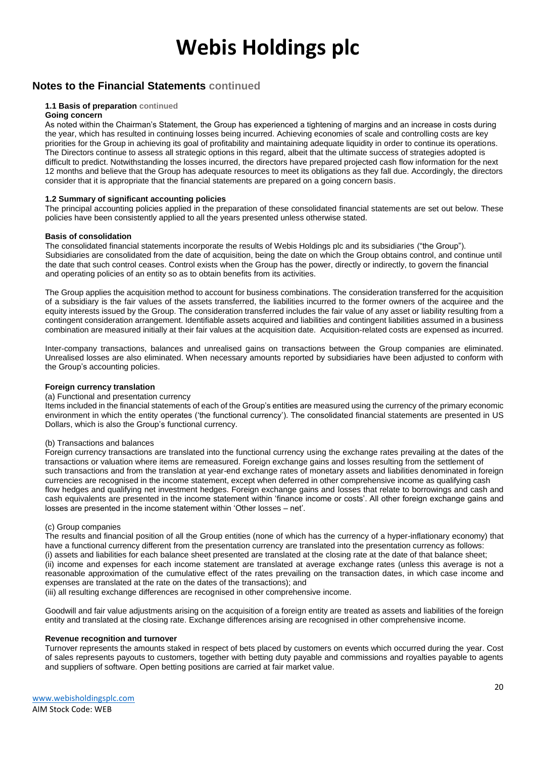## Notes to the Financial Statements continued

### 1.1 Basis of preparation continued

**Going concern**

As noted within the Chairman's Statement, the Group has experienced a tightening of margins and an increase in costs during the year, which has resulted in continuing losses being incurred. Achieving economies of scale and controlling costs are key priorities for the Group in achieving its goal of profitability and maintaining adequate liquidity in order to continue its operations. The Directors continue to assess all strategic options in this regard, albeit that the ultimate success of strategies adopted is difficult to predict. Notwithstanding the losses incurred, the directors have prepared projected cash flow information for the next 12 months and believe that the Group has adequate resources to meet its obligations as they fall due. Accordingly, the directors consider that it is appropriate that the financial statements are prepared on a going concern basis.

### 1.2 Summary of significant accounting policies

The principal accounting policies applied in the preparation of these consolidated financial statements are set out below. These policies have been consistently applied to all the years presented unless otherwise stated.

**Basis of consolidation**

The consolidated financial statements incorporate the results of Webis Holdings plc and its subsidiaries ("the Group"). Subsidiaries are consolidated from the date of acquisition, being the date on which the Group obtains control, and continue until the date that such control ceases. Control exists when the Group has the power, directly or indirectly, to govern the financial and operating policies of an entity so as to obtain benefits from its activities.

The Group applies the acquisition method to account for business combinations. The consideration transferred for the acquisition of a subsidiary is the fair values of the assets transferred, the liabilities incurred to the former owners of the acquiree and the equity interests issued by the Group. The consideration transferred includes the fair value of any asset or liability resulting from a contingent consideration arrangement. Identifiable assets acquired and liabilities and contingent liabilities assumed in a business combination are measured initially at their fair values at the acquisition date. Acquisition-related costs are expensed as incurred.

Inter-company transactions, balances and unrealised gains on transactions between the Group companies are eliminated. Unrealised losses are also eliminated. When necessary amounts reported by subsidiaries have been adjusted to conform with the Group's accounting policies.

**Foreign currency translation**

(a) Functional and presentation currency

Items included in the financial statements of each of the Group's entities are measured using the currency of the primary economic environment in which the entity operates ('the functional currency'). The consolidated financial statements are presented in US Dollars, which is also the Group's functional currency.

(b) Transactions and balances

Foreign currency transactions are translated into the functional currency using the exchange rates prevailing at the dates of the transactions or valuation where items are remeasured. Foreign exchange gains and losses resulting from the settlement of such transactions and from the translation at year-end exchange rates of monetary assets and liabilities denominated in foreign currencies are recognised in the income statement, except when deferred in other comprehensive income as qualifying cash flow hedges and qualifying net investment hedges. Foreign exchange gains and losses that relate to borrowings and cash and cash equivalents are presented in the income statement within 'finance income or costs'. All other foreign exchange gains and losses are presented in the income statement within 'Other losses – net'.

(c) Group companies

The results and financial position of all the Group entities (none of which has the currency of a hyper-inflationary economy) that have a functional currency different from the presentation currency are translated into the presentation currency as follows:

(i) assets and liabilities for each balance sheet presented are translated at the closing rate at the date of that balance sheet;

(ii) income and expenses for each income statement are translated at average exchange rates (unless this average is not a reasonable approximation of the cumulative effect of the rates prevailing on the transaction dates, in which case income and expenses are translated at the rate on the dates of the transactions); and

(iii) all resulting exchange differences are recognised in other comprehensive income.

Goodwill and fair value adjustments arising on the acquisition of a foreign entity are treated as assets and liabilities of the foreign entity and translated at the closing rate. Exchange differences arising are recognised in other comprehensive income.

**Revenue recognition and turnover**

Turnover represents the amounts staked in respect of bets placed by customers on events which occurred during the year. Cost of sales represents payouts to customers, together with betting duty payable and commissions and royalties payable to agents and suppliers of software. Open betting positions are carried at fair market value.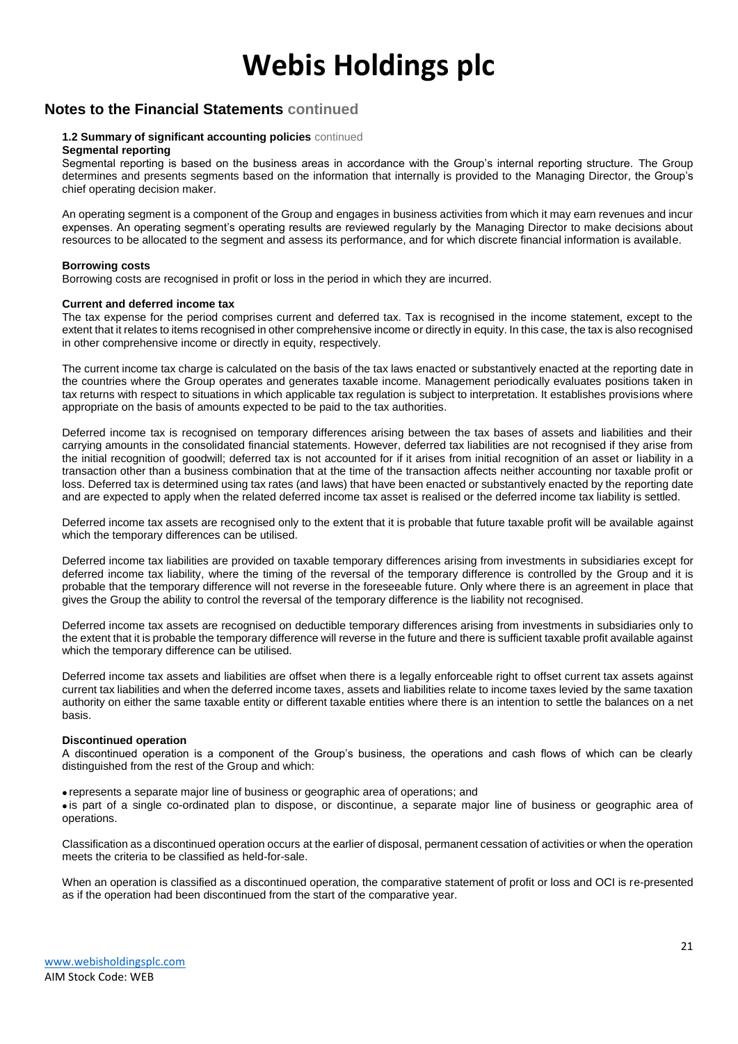## Notes to the Financial Statements continued

### 1.2 Summary of significant accounting policies continued

**Segmental reporting**

Segmental reporting is based on the business areas in accordance with the Group's internal reporting structure. The Group determines and presents segments based on the information that internally is provided to the Managing Director, the Group's chief operating decision maker.

An operating segment is a component of the Group and engages in business activities from which it may earn revenues and incur expenses. An operating segment's operating results are reviewed regularly by the Managing Director to make decisions about resources to be allocated to the segment and assess its performance, and for which discrete financial information is available.

**Borrowing costs**

Borrowing costs are recognised in profit or loss in the period in which they are incurred.

**Current and deferred income tax**

The tax expense for the period comprises current and deferred tax. Tax is recognised in the income statement, except to the extent that it relates to items recognised in other comprehensive income or directly in equity. In this case, the tax is also recognised in other comprehensive income or directly in equity, respectively.

The current income tax charge is calculated on the basis of the tax laws enacted or substantively enacted at the reporting date in the countries where the Group operates and generates taxable income. Management periodically evaluates positions taken in tax returns with respect to situations in which applicable tax regulation is subject to interpretation. It establishes provisions where appropriate on the basis of amounts expected to be paid to the tax authorities.

Deferred income tax is recognised on temporary differences arising between the tax bases of assets and liabilities and their carrying amounts in the consolidated financial statements. However, deferred tax liabilities are not recognised if they arise from the initial recognition of goodwill; deferred tax is not accounted for if it arises from initial recognition of an asset or liability in a transaction other than a business combination that at the time of the transaction affects neither accounting nor taxable profit or loss. Deferred tax is determined using tax rates (and laws) that have been enacted or substantively enacted by the reporting date and are expected to apply when the related deferred income tax asset is realised or the deferred income tax liability is settled.

Deferred income tax assets are recognised only to the extent that it is probable that future taxable profit will be available against which the temporary differences can be utilised.

Deferred income tax liabilities are provided on taxable temporary differences arising from investments in subsidiaries except for deferred income tax liability, where the timing of the reversal of the temporary difference is controlled by the Group and it is probable that the temporary difference will not reverse in the foreseeable future. Only where there is an agreement in place that gives the Group the ability to control the reversal of the temporary difference is the liability not recognised.

Deferred income tax assets are recognised on deductible temporary differences arising from investments in subsidiaries only to the extent that it is probable the temporary difference will reverse in the future and there is sufficient taxable profit available against which the temporary difference can be utilised.

Deferred income tax assets and liabilities are offset when there is a legally enforceable right to offset current tax assets against current tax liabilities and when the deferred income taxes, assets and liabilities relate to income taxes levied by the same taxation authority on either the same taxable entity or different taxable entities where there is an intention to settle the balances on a net basis.

**Discontinued operation**

A discontinued operation is a component of the Group's business, the operations and cash flows of which can be clearly distinguished from the rest of the Group and which:

- represents a separate major line of business or geographic area of operations; and
- is part of a single co-ordinated plan to dispose, or discontinue, a separate major line of business or geographic area of operations.

Classification as a discontinued operation occurs at the earlier of disposal, permanent cessation of activities or when the operation meets the criteria to be classified as held-for-sale.

When an operation is classified as a discontinued operation, the comparative statement of profit or loss and OCI is re-presented as if the operation had been discontinued from the start of the comparative year.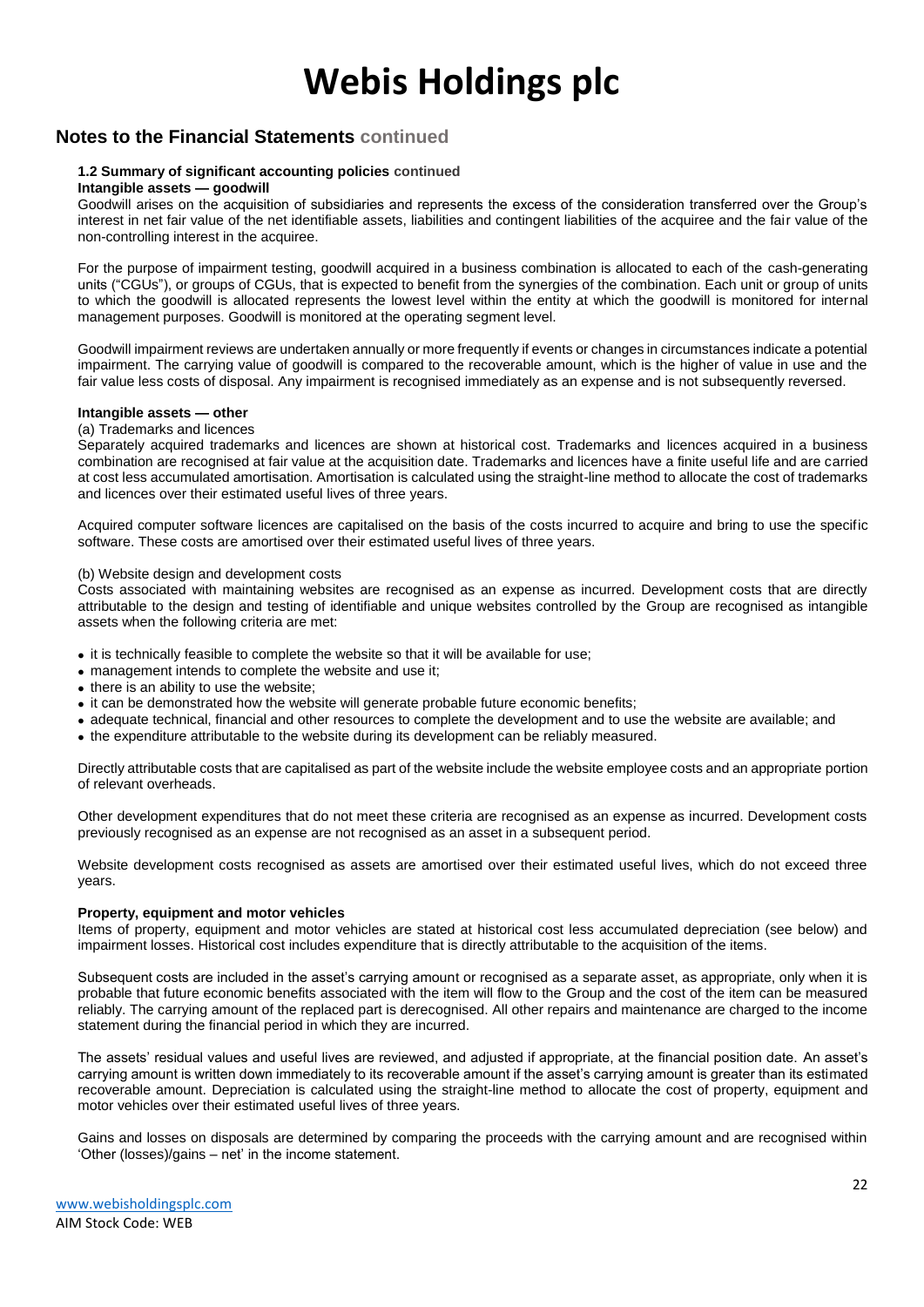## Notes to the Financial Statements continued

### 1.2 Summary of significant accounting policies continued

**Intangible assets — goodwill**

Goodwill arises on the acquisition of subsidiaries and represents the excess of the consideration transferred over the Group's interest in net fair value of the net identifiable assets, liabilities and contingent liabilities of the acquiree and the fair value of the non-controlling interest in the acquiree.

For the purpose of impairment testing, goodwill acquired in a business combination is allocated to each of the cash-generating units ("CGUs"), or groups of CGUs, that is expected to benefit from the synergies of the combination. Each unit or group of units to which the goodwill is allocated represents the lowest level within the entity at which the goodwill is monitored for internal management purposes. Goodwill is monitored at the operating segment level.

Goodwill impairment reviews are undertaken annually or more frequently if events or changes in circumstances indicate a potential impairment. The carrying value of goodwill is compared to the recoverable amount, which is the higher of value in use and the fair value less costs of disposal. Any impairment is recognised immediately as an expense and is not subsequently reversed.

**Intangible assets — other**

(a) Trademarks and licences

Separately acquired trademarks and licences are shown at historical cost. Trademarks and licences acquired in a business combination are recognised at fair value at the acquisition date. Trademarks and licences have a finite useful life and are carried at cost less accumulated amortisation. Amortisation is calculated using the straight-line method to allocate the cost of trademarks and licences over their estimated useful lives of three years.

Acquired computer software licences are capitalised on the basis of the costs incurred to acquire and bring to use the specific software. These costs are amortised over their estimated useful lives of three years.

(b) Website design and development costs

Costs associated with maintaining websites are recognised as an expense as incurred. Development costs that are directly attributable to the design and testing of identifiable and unique websites controlled by the Group are recognised as intangible assets when the following criteria are met:

- it is technically feasible to complete the website so that it will be available for use;
- management intends to complete the website and use it;
- there is an ability to use the website;
- it can be demonstrated how the website will generate probable future economic benefits;
- adequate technical, financial and other resources to complete the development and to use the website are available; and
- the expenditure attributable to the website during its development can be reliably measured.

Directly attributable costs that are capitalised as part of the website include the website employee costs and an appropriate portion of relevant overheads.

Other development expenditures that do not meet these criteria are recognised as an expense as incurred. Development costs previously recognised as an expense are not recognised as an asset in a subsequent period.

Website development costs recognised as assets are amortised over their estimated useful lives, which do not exceed three years.

**Property, equipment and motor vehicles**

Items of property, equipment and motor vehicles are stated at historical cost less accumulated depreciation (see below) and impairment losses. Historical cost includes expenditure that is directly attributable to the acquisition of the items.

Subsequent costs are included in the asset's carrying amount or recognised as a separate asset, as appropriate, only when it is probable that future economic benefits associated with the item will flow to the Group and the cost of the item can be measured reliably. The carrying amount of the replaced part is derecognised. All other repairs and maintenance are charged to the income statement during the financial period in which they are incurred.

The assets' residual values and useful lives are reviewed, and adjusted if appropriate, at the financial position date. An asset's carrying amount is written down immediately to its recoverable amount if the asset's carrying amount is greater than its estimated recoverable amount. Depreciation is calculated using the straight-line method to allocate the cost of property, equipment and motor vehicles over their estimated useful lives of three years.

Gains and losses on disposals are determined by comparing the proceeds with the carrying amount and are recognised within 'Other (losses)/gains – net' in the income statement.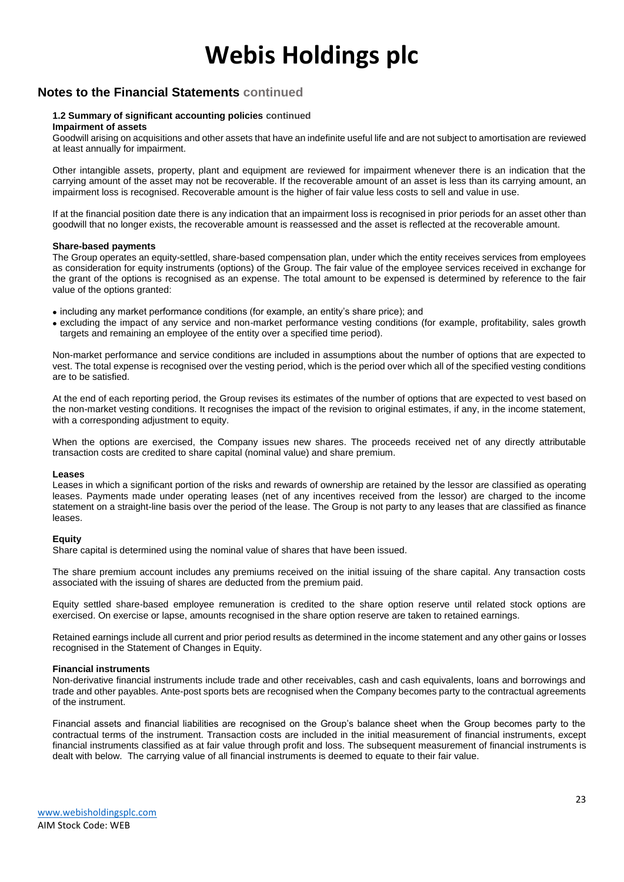## Notes to the Financial Statements continued

### 1.2 Summary of significant accounting policies continued

**Impairment of assets**

Goodwill arising on acquisitions and other assets that have an indefinite useful life and are not subject to amortisation are reviewed at least annually for impairment.

Other intangible assets, property, plant and equipment are reviewed for impairment whenever there is an indication that the carrying amount of the asset may not be recoverable. If the recoverable amount of an asset is less than its carrying amount, an impairment loss is recognised. Recoverable amount is the higher of fair value less costs to sell and value in use.

If at the financial position date there is any indication that an impairment loss is recognised in prior periods for an asset other than goodwill that no longer exists, the recoverable amount is reassessed and the asset is reflected at the recoverable amount.

**Share-based payments**

The Group operates an equity-settled, share-based compensation plan, under which the entity receives services from employees as consideration for equity instruments (options) of the Group. The fair value of the employee services received in exchange for the grant of the options is recognised as an expense. The total amount to be expensed is determined by reference to the fair value of the options granted:

- including any market performance conditions (for example, an entity's share price); and
- excluding the impact of any service and non-market performance vesting conditions (for example, profitability, sales growth targets and remaining an employee of the entity over a specified time period).

Non-market performance and service conditions are included in assumptions about the number of options that are expected to vest. The total expense is recognised over the vesting period, which is the period over which all of the specified vesting conditions are to be satisfied.

At the end of each reporting period, the Group revises its estimates of the number of options that are expected to vest based on the non-market vesting conditions. It recognises the impact of the revision to original estimates, if any, in the income statement, with a corresponding adjustment to equity.

When the options are exercised, the Company issues new shares. The proceeds received net of any directly attributable transaction costs are credited to share capital (nominal value) and share premium.

**Leases**

Leases in which a significant portion of the risks and rewards of ownership are retained by the lessor are classified as operating leases. Payments made under operating leases (net of any incentives received from the lessor) are charged to the income statement on a straight-line basis over the period of the lease. The Group is not party to any leases that are classified as finance leases.

**Equity**

Share capital is determined using the nominal value of shares that have been issued.

The share premium account includes any premiums received on the initial issuing of the share capital. Any transaction costs associated with the issuing of shares are deducted from the premium paid.

Equity settled share-based employee remuneration is credited to the share option reserve until related stock options are exercised. On exercise or lapse, amounts recognised in the share option reserve are taken to retained earnings.

Retained earnings include all current and prior period results as determined in the income statement and any other gains or losses recognised in the Statement of Changes in Equity.

**Financial instruments**

Non-derivative financial instruments include trade and other receivables, cash and cash equivalents, loans and borrowings and trade and other payables. Ante-post sports bets are recognised when the Company becomes party to the contractual agreements of the instrument.

Financial assets and financial liabilities are recognised on the Group's balance sheet when the Group becomes party to the contractual terms of the instrument. Transaction costs are included in the initial measurement of financial instruments, except financial instruments classified as at fair value through profit and loss. The subsequent measurement of financial instruments is dealt with below. The carrying value of all financial instruments is deemed to equate to their fair value.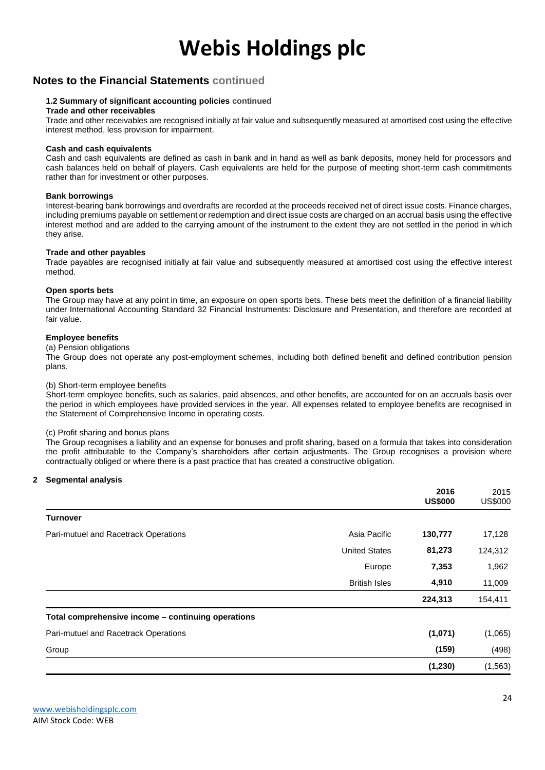# Webis Holdings plc

## Notes to the Financial Statements continued

### 1.2 Summary of significant accounting policies continued

**Trade and other receivables**

Trade and other receivables are recognised initially at fair value and subsequently measured at amortised cost using the effective interest method, less provision for impairment.

**Cash and cash equivalents**

Cash and cash equivalents are defined as cash in bank and in hand as well as bank deposits, money held for processors and cash balances held on behalf of players. Cash equivalents are held for the purpose of meeting short-term cash commitments rather than for investment or other purposes.

**Bank borrowings**

Interest-bearing bank borrowings and overdrafts are recorded at the proceeds received net of direct issue costs. Finance charges, including premiums payable on settlement or redemption and direct issue costs are charged on an accrual basis using the effective interest method and are added to the carrying amount of the instrument to the extent they are not settled in the period in which they arise.

**Trade and other payables**

Trade payables are recognised initially at fair value and subsequently measured at amortised cost using the effective interest method.

**Open sports bets**

The Group may have at any point in time, an exposure on open sports bets. These bets meet the definition of a financial liability under International Accounting Standard 32 Financial Instruments: Disclosure and Presentation, and therefore are recorded at fair value.

**Employee benefits**

(a) Pension obligations

The Group does not operate any post-employment schemes, including both defined benefit and defined contribution pension plans.

(b) Short-term employee benefits

Short-term employee benefits, such as salaries, paid absences, and other benefits, are accounted for on an accruals basis over the period in which employees have provided services in the year. All expenses related to employee benefits are recognised in the Statement of Comprehensive Income in operating costs.

(c) Profit sharing and bonus plans

The Group recognises a liability and an expense for bonuses and profit sharing, based on a formula that takes into consideration the profit attributable to the Company's shareholders after certain adjustments. The Group recognises a provision where contractually obliged or where there is a past practice that has created a constructive obligation.

### 2 Segmental analysis

| | | **2016 US$000** | 2015 US$000 |
|---|---|---|---|
| **Turnover** | | | |
| Pari-mutuel and Racetrack Operations | Asia Pacific | **130,777** | 17,128 |
| | United States | **81,273** | 124,312 |
| | Europe | **7,353** | 1,962 |
| | British Isles | **4,910** | 11,009 |
| | | **224,313** | 154,411 |
| **Total comprehensive income – continuing operations** | | | |
| Pari-mutuel and Racetrack Operations | | **(1,071)** | (1,065) |
| Group | | **(159)** | (498) |
| | | **(1,230)** | (1,563) |

www.webisholdingsplc.com
AIM Stock Code: WEB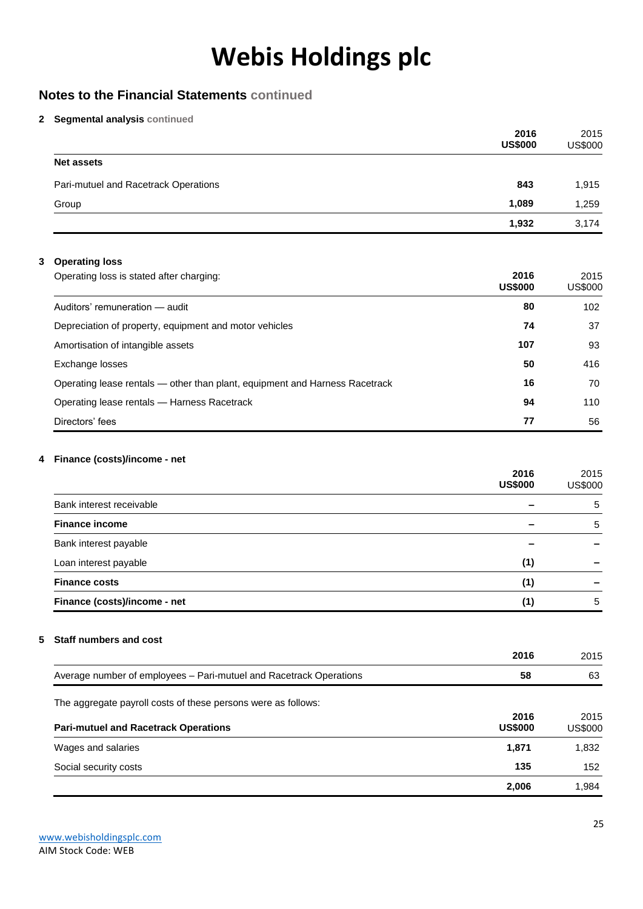# Webis Holdings plc

## Notes to the Financial Statements continued

### 2 Segmental analysis continued

| | **2016 US$000** | 2015 US$000 |
|---|---|---|
| **Net assets** | | |
| Pari-mutuel and Racetrack Operations | **843** | 1,915 |
| Group | **1,089** | 1,259 |
| | **1,932** | 3,174 |

### 3 Operating loss

| Operating loss is stated after charging: | **2016 US$000** | 2015 US$000 |
|---|---|---|
| Auditors' remuneration — audit | **80** | 102 |
| Depreciation of property, equipment and motor vehicles | **74** | 37 |
| Amortisation of intangible assets | **107** | 93 |
| Exchange losses | **50** | 416 |
| Operating lease rentals — other than plant, equipment and Harness Racetrack | **16** | 70 |
| Operating lease rentals — Harness Racetrack | **94** | 110 |
| Directors' fees | **77** | 56 |

### 4 Finance (costs)/income - net

| | **2016 US$000** | 2015 US$000 |
|---|---|---|
| Bank interest receivable | **–** | 5 |
| **Finance income** | **–** | 5 |
| Bank interest payable | **–** | – |
| Loan interest payable | **(1)** | – |
| **Finance costs** | **(1)** | – |
| **Finance (costs)/income - net** | **(1)** | 5 |

### 5 Staff numbers and cost

| | **2016** | 2015 |
|---|---|---|
| Average number of employees – Pari-mutuel and Racetrack Operations | **58** | 63 |

The aggregate payroll costs of these persons were as follows:

| **Pari-mutuel and Racetrack Operations** | **2016 US$000** | 2015 US$000 |
|---|---|---|
| Wages and salaries | **1,871** | 1,832 |
| Social security costs | **135** | 152 |
| | **2,006** | 1,984 |

www.webisholdingsplc.com
AIM Stock Code: WEB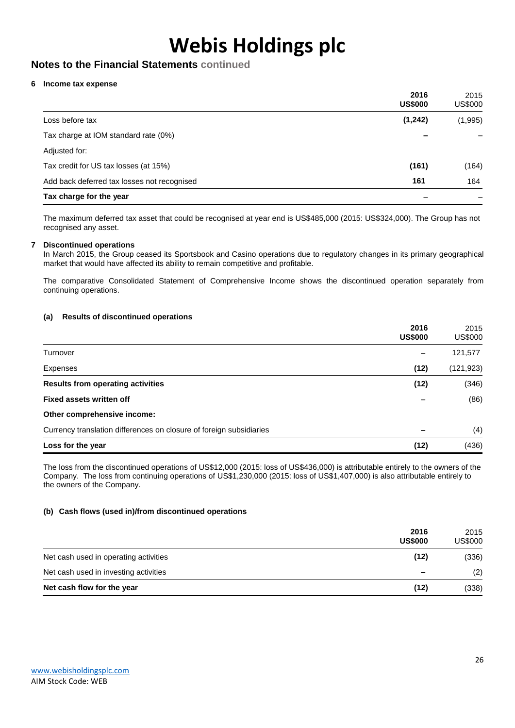# Webis Holdings plc

## Notes to the Financial Statements continued

### 6 Income tax expense

| | 2016 US$000 | 2015 US$000 |
|---|---|---|
| Loss before tax | **(1,242)** | (1,995) |
| Tax charge at IOM standard rate (0%) | **–** | – |
| Adjusted for: | | |
| Tax credit for US tax losses (at 15%) | **(161)** | (164) |
| Add back deferred tax losses not recognised | **161** | 164 |
| **Tax charge for the year** | – | – |

The maximum deferred tax asset that could be recognised at year end is US$485,000 (2015: US$324,000). The Group has not recognised any asset.

### 7 Discontinued operations

In March 2015, the Group ceased its Sportsbook and Casino operations due to regulatory changes in its primary geographical market that would have affected its ability to remain competitive and profitable.

The comparative Consolidated Statement of Comprehensive Income shows the discontinued operation separately from continuing operations.

#### (a) Results of discontinued operations

| | 2016 US$000 | 2015 US$000 |
|---|---|---|
| Turnover | **–** | 121,577 |
| Expenses | **(12)** | (121,923) |
| **Results from operating activities** | **(12)** | (346) |
| **Fixed assets written off** | – | (86) |
| **Other comprehensive income:** | | |
| Currency translation differences on closure of foreign subsidiaries | **–** | (4) |
| **Loss for the year** | **(12)** | (436) |

The loss from the discontinued operations of US$12,000 (2015: loss of US$436,000) is attributable entirely to the owners of the Company. The loss from continuing operations of US$1,230,000 (2015: loss of US$1,407,000) is also attributable entirely to the owners of the Company.

#### (b) Cash flows (used in)/from discontinued operations

| | 2016 US$000 | 2015 US$000 |
|---|---|---|
| Net cash used in operating activities | **(12)** | (336) |
| Net cash used in investing activities | **–** | (2) |
| **Net cash flow for the year** | **(12)** | (338) |

www.webisholdingsplc.com
AIM Stock Code: WEB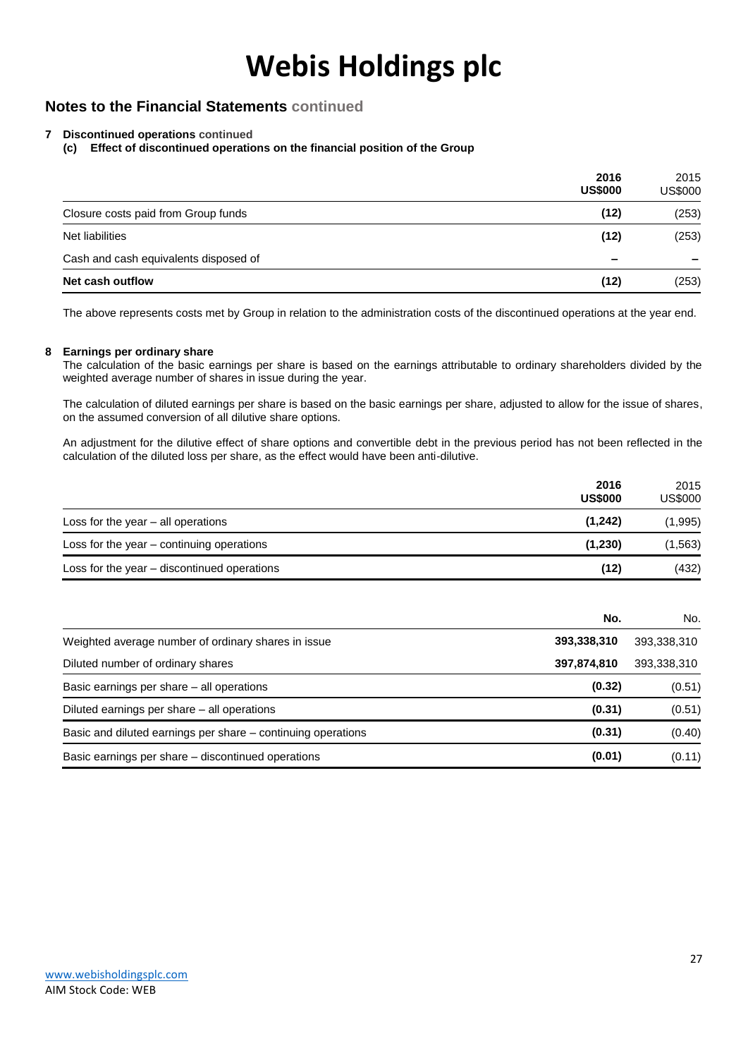# Webis Holdings plc

## Notes to the Financial Statements continued

**7 Discontinued operations continued**

**(c) Effect of discontinued operations on the financial position of the Group**

| | **2016 US$000** | 2015 US$000 |
|---|---|---|
| Closure costs paid from Group funds | **(12)** | (253) |
| Net liabilities | **(12)** | (253) |
| Cash and cash equivalents disposed of | **–** | – |
| **Net cash outflow** | **(12)** | (253) |

The above represents costs met by Group in relation to the administration costs of the discontinued operations at the year end.

**8 Earnings per ordinary share**

The calculation of the basic earnings per share is based on the earnings attributable to ordinary shareholders divided by the weighted average number of shares in issue during the year.

The calculation of diluted earnings per share is based on the basic earnings per share, adjusted to allow for the issue of shares, on the assumed conversion of all dilutive share options.

An adjustment for the dilutive effect of share options and convertible debt in the previous period has not been reflected in the calculation of the diluted loss per share, as the effect would have been anti-dilutive.

| | **2016 US$000** | 2015 US$000 |
|---|---|---|
| Loss for the year – all operations | **(1,242)** | (1,995) |
| Loss for the year – continuing operations | **(1,230)** | (1,563) |
| Loss for the year – discontinued operations | **(12)** | (432) |

| | **No.** | No. |
|---|---|---|
| Weighted average number of ordinary shares in issue | **393,338,310** | 393,338,310 |
| Diluted number of ordinary shares | **397,874,810** | 393,338,310 |
| Basic earnings per share – all operations | **(0.32)** | (0.51) |
| Diluted earnings per share – all operations | **(0.31)** | (0.51) |
| Basic and diluted earnings per share – continuing operations | **(0.31)** | (0.40) |
| Basic earnings per share – discontinued operations | **(0.01)** | (0.11) |

www.webisholdingsplc.com
AIM Stock Code: WEB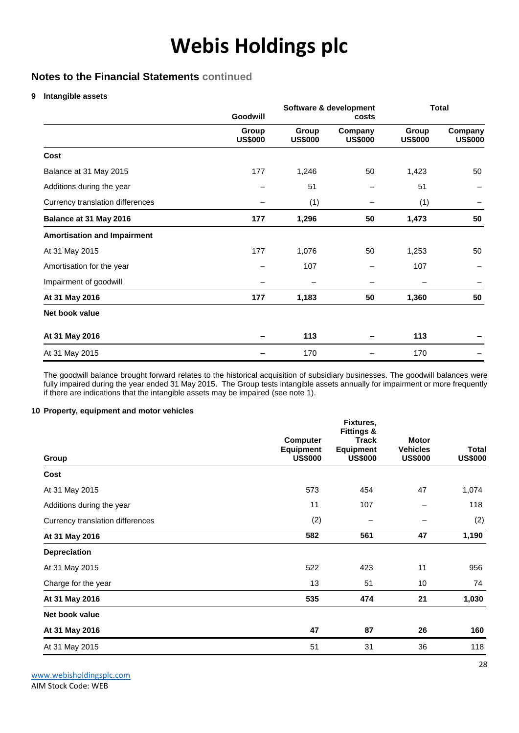# Webis Holdings plc

## Notes to the Financial Statements continued

### 9 Intangible assets

| | Goodwill | Software & development costs | | Total | |
|---|---|---|---|---|---|
| | Group US$000 | Group US$000 | Company US$000 | Group US$000 | Company US$000 |
| **Cost** | | | | | |
| Balance at 31 May 2015 | 177 | 1,246 | 50 | 1,423 | 50 |
| Additions during the year | – | 51 | – | 51 | – |
| Currency translation differences | – | (1) | – | (1) | – |
| **Balance at 31 May 2016** | **177** | **1,296** | **50** | **1,473** | **50** |
| **Amortisation and Impairment** | | | | | |
| At 31 May 2015 | 177 | 1,076 | 50 | 1,253 | 50 |
| Amortisation for the year | – | 107 | – | 107 | – |
| Impairment of goodwill | – | – | – | – | – |
| **At 31 May 2016** | **177** | **1,183** | **50** | **1,360** | **50** |
| **Net book value** | | | | | |
| **At 31 May 2016** | **–** | **113** | **–** | **113** | **–** |
| At 31 May 2015 | – | 170 | – | 170 | – |

The goodwill balance brought forward relates to the historical acquisition of subsidiary businesses. The goodwill balances were fully impaired during the year ended 31 May 2015. The Group tests intangible assets annually for impairment or more frequently if there are indications that the intangible assets may be impaired (see note 1).

### 10 Property, equipment and motor vehicles

| Group | Computer Equipment US$000 | Fixtures, Fittings & Track Equipment US$000 | Motor Vehicles US$000 | Total US$000 |
|---|---|---|---|---|
| **Cost** | | | | |
| At 31 May 2015 | 573 | 454 | 47 | 1,074 |
| Additions during the year | 11 | 107 | – | 118 |
| Currency translation differences | (2) | – | – | (2) |
| **At 31 May 2016** | **582** | **561** | **47** | **1,190** |
| **Depreciation** | | | | |
| At 31 May 2015 | 522 | 423 | 11 | 956 |
| Charge for the year | 13 | 51 | 10 | 74 |
| **At 31 May 2016** | **535** | **474** | **21** | **1,030** |
| **Net book value** | | | | |
| **At 31 May 2016** | **47** | **87** | **26** | **160** |
| At 31 May 2015 | 51 | 31 | 36 | 118 |

www.webisholdingsplc.com
AIM Stock Code: WEB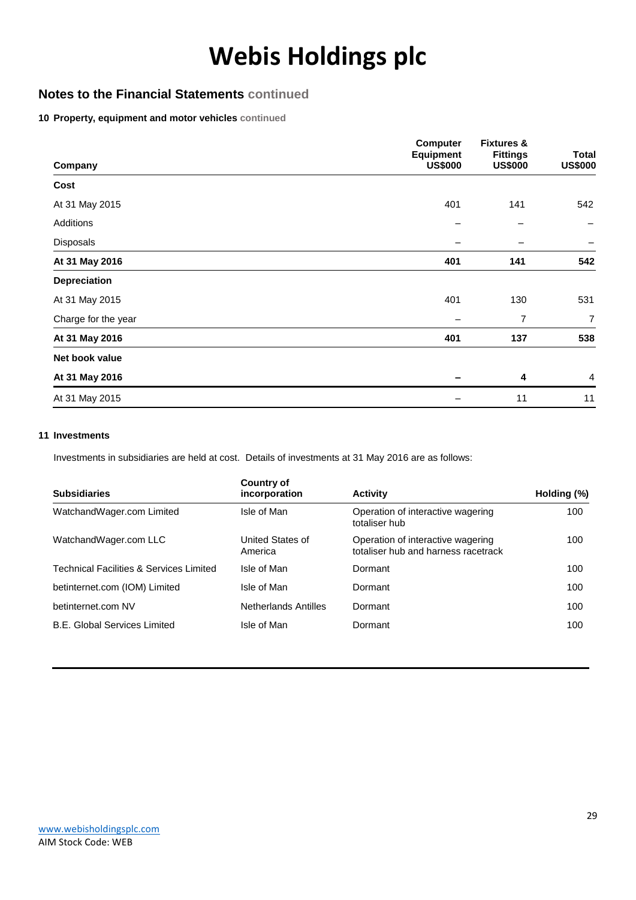# Webis Holdings plc

## Notes to the Financial Statements continued

**10 Property, equipment and motor vehicles continued**

| Company | Computer Equipment US$000 | Fixtures & Fittings US$000 | Total US$000 |
|---|---|---|---|
| **Cost** | | | |
| At 31 May 2015 | 401 | 141 | 542 |
| Additions | – | – | – |
| Disposals | – | – | – |
| **At 31 May 2016** | **401** | **141** | **542** |
| **Depreciation** | | | |
| At 31 May 2015 | 401 | 130 | 531 |
| Charge for the year | – | 7 | 7 |
| **At 31 May 2016** | **401** | **137** | **538** |
| **Net book value** | | | |
| **At 31 May 2016** | **–** | **4** | 4 |
| At 31 May 2015 | – | 11 | 11 |

**11 Investments**

Investments in subsidiaries are held at cost. Details of investments at 31 May 2016 are as follows:

| Subsidiaries | Country of incorporation | Activity | Holding (%) |
|---|---|---|---|
| WatchandWager.com Limited | Isle of Man | Operation of interactive wagering totaliser hub | 100 |
| WatchandWager.com LLC | United States of America | Operation of interactive wagering totaliser hub and harness racetrack | 100 |
| Technical Facilities & Services Limited | Isle of Man | Dormant | 100 |
| betinternet.com (IOM) Limited | Isle of Man | Dormant | 100 |
| betinternet.com NV | Netherlands Antilles | Dormant | 100 |
| B.E. Global Services Limited | Isle of Man | Dormant | 100 |

www.webisholdingsplc.com
AIM Stock Code: WEB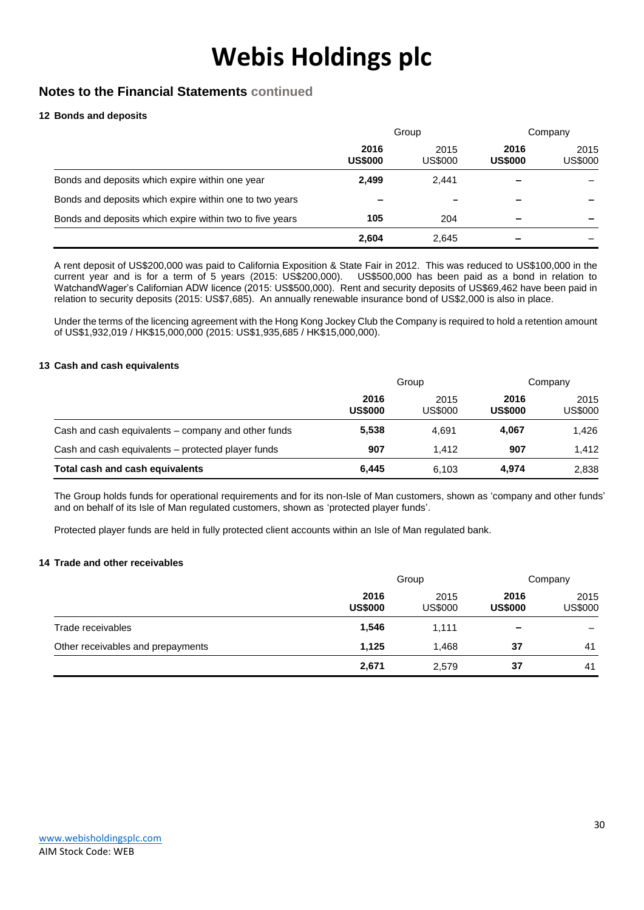# Webis Holdings plc

## Notes to the Financial Statements continued

### 12 Bonds and deposits

| | Group | | Company | |
|---|---|---|---|---|
| | **2016 US$000** | 2015 US$000 | **2016 US$000** | 2015 US$000 |
| Bonds and deposits which expire within one year | **2,499** | 2,441 | **–** | – |
| Bonds and deposits which expire within one to two years | **–** | – | **–** | – |
| Bonds and deposits which expire within two to five years | **105** | 204 | **–** | – |
| | **2,604** | 2,645 | **–** | – |

A rent deposit of US$200,000 was paid to California Exposition & State Fair in 2012. This was reduced to US$100,000 in the current year and is for a term of 5 years (2015: US$200,000). US$500,000 has been paid as a bond in relation to WatchandWager's Californian ADW licence (2015: US$500,000). Rent and security deposits of US$69,462 have been paid in relation to security deposits (2015: US$7,685). An annually renewable insurance bond of US$2,000 is also in place.

Under the terms of the licencing agreement with the Hong Kong Jockey Club the Company is required to hold a retention amount of US$1,932,019 / HK$15,000,000 (2015: US$1,935,685 / HK$15,000,000).

### 13 Cash and cash equivalents

| | Group | | Company | |
|---|---|---|---|---|
| | **2016 US$000** | 2015 US$000 | **2016 US$000** | 2015 US$000 |
| Cash and cash equivalents – company and other funds | **5,538** | 4,691 | **4,067** | 1,426 |
| Cash and cash equivalents – protected player funds | **907** | 1,412 | **907** | 1,412 |
| **Total cash and cash equivalents** | **6,445** | 6,103 | **4,974** | 2,838 |

The Group holds funds for operational requirements and for its non-Isle of Man customers, shown as 'company and other funds' and on behalf of its Isle of Man regulated customers, shown as 'protected player funds'.

Protected player funds are held in fully protected client accounts within an Isle of Man regulated bank.

### 14 Trade and other receivables

| | Group | | Company | |
|---|---|---|---|---|
| | **2016 US$000** | 2015 US$000 | **2016 US$000** | 2015 US$000 |
| Trade receivables | **1,546** | 1,111 | **–** | – |
| Other receivables and prepayments | **1,125** | 1,468 | **37** | 41 |
| | **2,671** | 2,579 | **37** | 41 |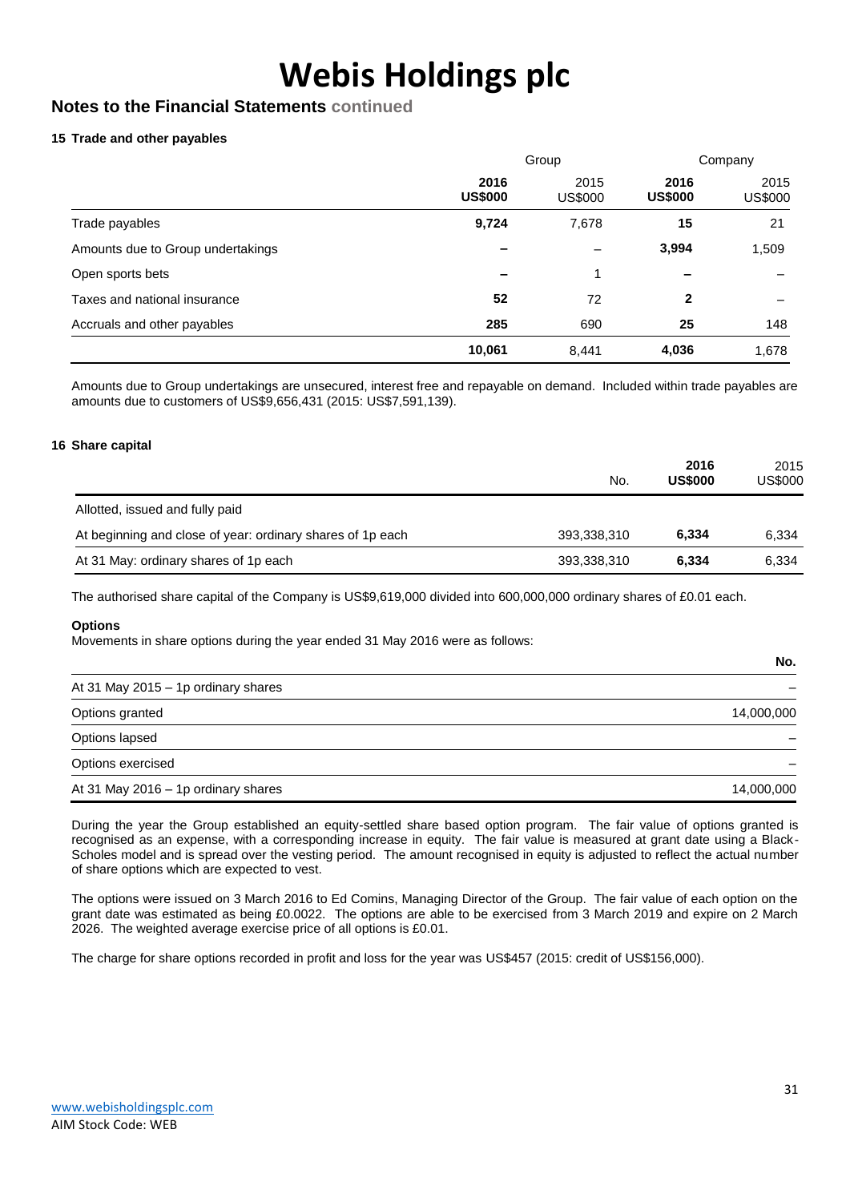# Webis Holdings plc

## Notes to the Financial Statements continued

### 15 Trade and other payables

| | Group | | Company | |
|---|---|---|---|---|
| | **2016 US$000** | 2015 US$000 | **2016 US$000** | 2015 US$000 |
| Trade payables | **9,724** | 7,678 | **15** | 21 |
| Amounts due to Group undertakings | **–** | – | **3,994** | 1,509 |
| Open sports bets | **–** | 1 | **–** | – |
| Taxes and national insurance | **52** | 72 | **2** | – |
| Accruals and other payables | **285** | 690 | **25** | 148 |
| | **10,061** | 8,441 | **4,036** | 1,678 |

Amounts due to Group undertakings are unsecured, interest free and repayable on demand. Included within trade payables are amounts due to customers of US$9,656,431 (2015: US$7,591,139).

### 16 Share capital

| | No. | **2016 US$000** | 2015 US$000 |
|---|---|---|---|
| Allotted, issued and fully paid | | | |
| At beginning and close of year: ordinary shares of 1p each | 393,338,310 | **6,334** | 6,334 |
| At 31 May: ordinary shares of 1p each | 393,338,310 | **6,334** | 6,334 |

The authorised share capital of the Company is US$9,619,000 divided into 600,000,000 ordinary shares of £0.01 each.

**Options**

Movements in share options during the year ended 31 May 2016 were as follows:

| | **No.** |
|---|---|
| At 31 May 2015 – 1p ordinary shares | – |
| Options granted | 14,000,000 |
| Options lapsed | – |
| Options exercised | – |
| At 31 May 2016 – 1p ordinary shares | 14,000,000 |

During the year the Group established an equity-settled share based option program. The fair value of options granted is recognised as an expense, with a corresponding increase in equity. The fair value is measured at grant date using a Black-Scholes model and is spread over the vesting period. The amount recognised in equity is adjusted to reflect the actual number of share options which are expected to vest.

The options were issued on 3 March 2016 to Ed Comins, Managing Director of the Group. The fair value of each option on the grant date was estimated as being £0.0022. The options are able to be exercised from 3 March 2019 and expire on 2 March 2026. The weighted average exercise price of all options is £0.01.

The charge for share options recorded in profit and loss for the year was US$457 (2015: credit of US$156,000).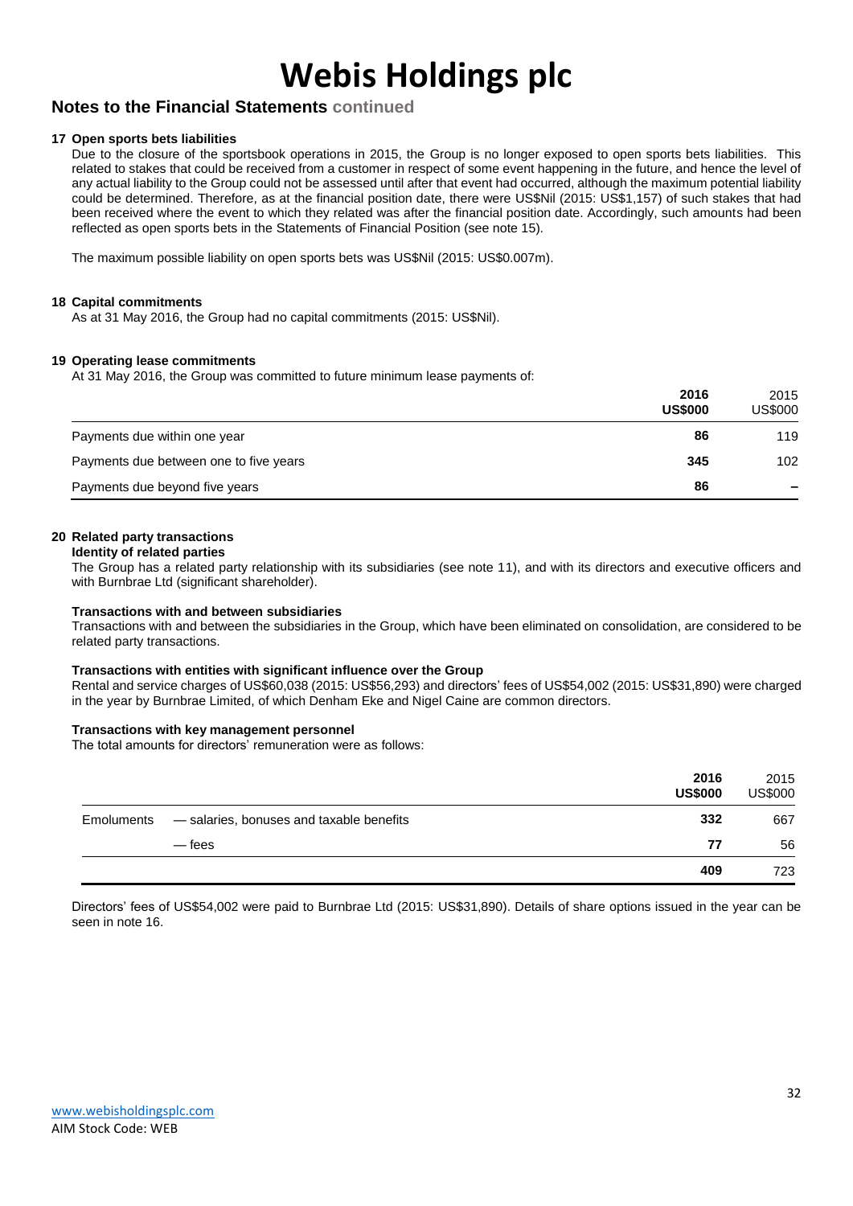# Webis Holdings plc

## Notes to the Financial Statements continued

### 17 Open sports bets liabilities

Due to the closure of the sportsbook operations in 2015, the Group is no longer exposed to open sports bets liabilities. This related to stakes that could be received from a customer in respect of some event happening in the future, and hence the level of any actual liability to the Group could not be assessed until after that event had occurred, although the maximum potential liability could be determined. Therefore, as at the financial position date, there were US$Nil (2015: US$1,157) of such stakes that had been received where the event to which they related was after the financial position date. Accordingly, such amounts had been reflected as open sports bets in the Statements of Financial Position (see note 15).

The maximum possible liability on open sports bets was US$Nil (2015: US$0.007m).

### 18 Capital commitments

As at 31 May 2016, the Group had no capital commitments (2015: US$Nil).

### 19 Operating lease commitments

At 31 May 2016, the Group was committed to future minimum lease payments of:

| | **2016 US$000** | 2015 US$000 |
|---|---|---|
| Payments due within one year | **86** | 119 |
| Payments due between one to five years | **345** | 102 |
| Payments due beyond five years | **86** | – |

### 20 Related party transactions

**Identity of related parties**

The Group has a related party relationship with its subsidiaries (see note 11), and with its directors and executive officers and with Burnbrae Ltd (significant shareholder).

**Transactions with and between subsidiaries**

Transactions with and between the subsidiaries in the Group, which have been eliminated on consolidation, are considered to be related party transactions.

**Transactions with entities with significant influence over the Group**

Rental and service charges of US$60,038 (2015: US$56,293) and directors' fees of US$54,002 (2015: US$31,890) were charged in the year by Burnbrae Limited, of which Denham Eke and Nigel Caine are common directors.

**Transactions with key management personnel**

The total amounts for directors' remuneration were as follows:

| | | **2016 US$000** | 2015 US$000 |
|---|---|---|---|
| Emoluments | — salaries, bonuses and taxable benefits | **332** | 667 |
| | — fees | **77** | 56 |
| | | **409** | 723 |

Directors' fees of US$54,002 were paid to Burnbrae Ltd (2015: US$31,890). Details of share options issued in the year can be seen in note 16.

www.webisholdingsplc.com
AIM Stock Code: WEB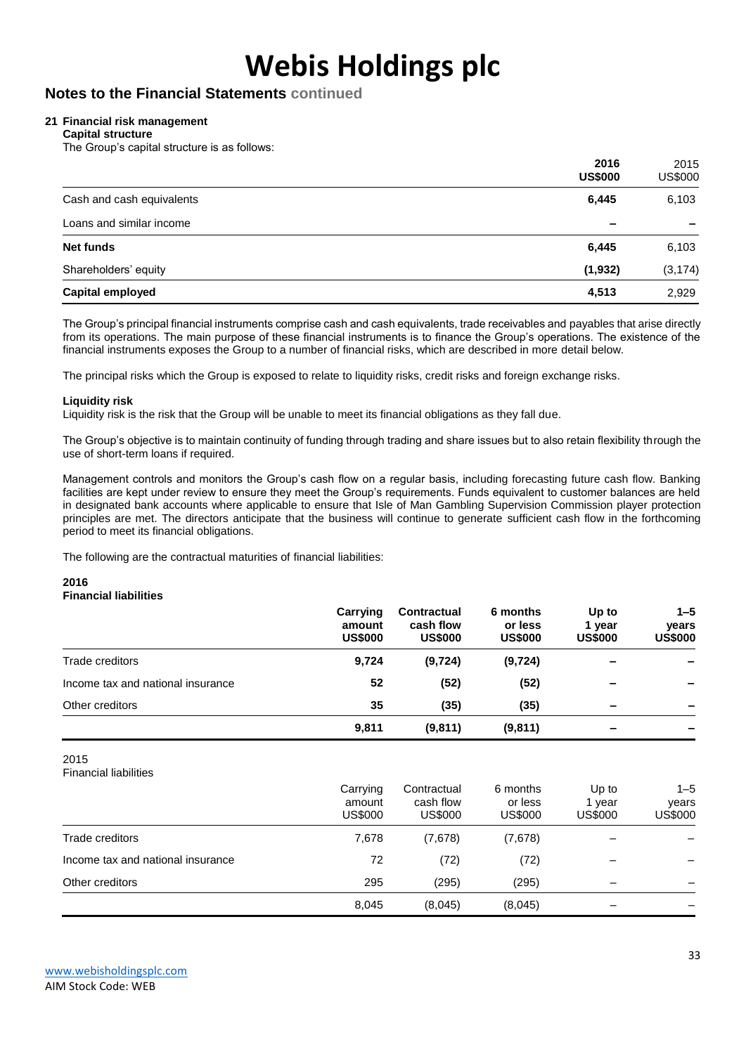# Webis Holdings plc

## Notes to the Financial Statements continued

### 21 Financial risk management

**Capital structure**

The Group's capital structure is as follows:

| | 2016 US$000 | 2015 US$000 |
|---|---|---|
| Cash and cash equivalents | **6,445** | 6,103 |
| Loans and similar income | **–** | – |
| **Net funds** | **6,445** | 6,103 |
| Shareholders' equity | **(1,932)** | (3,174) |
| **Capital employed** | **4,513** | 2,929 |

The Group's principal financial instruments comprise cash and cash equivalents, trade receivables and payables that arise directly from its operations. The main purpose of these financial instruments is to finance the Group's operations. The existence of the financial instruments exposes the Group to a number of financial risks, which are described in more detail below.

The principal risks which the Group is exposed to relate to liquidity risks, credit risks and foreign exchange risks.

**Liquidity risk**

Liquidity risk is the risk that the Group will be unable to meet its financial obligations as they fall due.

The Group's objective is to maintain continuity of funding through trading and share issues but to also retain flexibility through the use of short-term loans if required.

Management controls and monitors the Group's cash flow on a regular basis, including forecasting future cash flow. Banking facilities are kept under review to ensure they meet the Group's requirements. Funds equivalent to customer balances are held in designated bank accounts where applicable to ensure that Isle of Man Gambling Supervision Commission player protection principles are met. The directors anticipate that the business will continue to generate sufficient cash flow in the forthcoming period to meet its financial obligations.

The following are the contractual maturities of financial liabilities:

**2016**

**Financial liabilities**

| | Carrying amount US$000 | Contractual cash flow US$000 | 6 months or less US$000 | Up to 1 year US$000 | 1–5 years US$000 |
|---|---|---|---|---|---|
| Trade creditors | **9,724** | **(9,724)** | **(9,724)** | **–** | **–** |
| Income tax and national insurance | **52** | **(52)** | **(52)** | **–** | **–** |
| Other creditors | **35** | **(35)** | **(35)** | **–** | **–** |
| | **9,811** | **(9,811)** | **(9,811)** | **–** | **–** |

2015

Financial liabilities

| | Carrying amount US$000 | Contractual cash flow US$000 | 6 months or less US$000 | Up to 1 year US$000 | 1–5 years US$000 |
|---|---|---|---|---|---|
| Trade creditors | 7,678 | (7,678) | (7,678) | – | – |
| Income tax and national insurance | 72 | (72) | (72) | – | – |
| Other creditors | 295 | (295) | (295) | – | – |
| | 8,045 | (8,045) | (8,045) | – | – |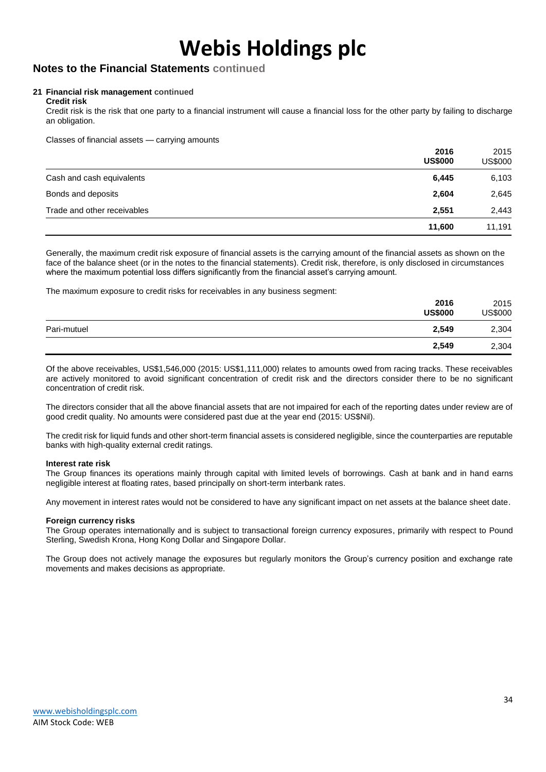# Webis Holdings plc

## Notes to the Financial Statements continued

### 21 Financial risk management continued

**Credit risk**

Credit risk is the risk that one party to a financial instrument will cause a financial loss for the other party by failing to discharge an obligation.

Classes of financial assets — carrying amounts

| | **2016 US$000** | 2015 US$000 |
|---|---|---|
| Cash and cash equivalents | **6,445** | 6,103 |
| Bonds and deposits | **2,604** | 2,645 |
| Trade and other receivables | **2,551** | 2,443 |
| | **11,600** | 11,191 |

Generally, the maximum credit risk exposure of financial assets is the carrying amount of the financial assets as shown on the face of the balance sheet (or in the notes to the financial statements). Credit risk, therefore, is only disclosed in circumstances where the maximum potential loss differs significantly from the financial asset's carrying amount.

The maximum exposure to credit risks for receivables in any business segment:

| | **2016 US$000** | 2015 US$000 |
|---|---|---|
| Pari-mutuel | **2,549** | 2,304 |
| | **2,549** | 2,304 |

Of the above receivables, US$1,546,000 (2015: US$1,111,000) relates to amounts owed from racing tracks. These receivables are actively monitored to avoid significant concentration of credit risk and the directors consider there to be no significant concentration of credit risk.

The directors consider that all the above financial assets that are not impaired for each of the reporting dates under review are of good credit quality. No amounts were considered past due at the year end (2015: US$Nil).

The credit risk for liquid funds and other short-term financial assets is considered negligible, since the counterparties are reputable banks with high-quality external credit ratings.

**Interest rate risk**

The Group finances its operations mainly through capital with limited levels of borrowings. Cash at bank and in hand earns negligible interest at floating rates, based principally on short-term interbank rates.

Any movement in interest rates would not be considered to have any significant impact on net assets at the balance sheet date.

**Foreign currency risks**

The Group operates internationally and is subject to transactional foreign currency exposures, primarily with respect to Pound Sterling, Swedish Krona, Hong Kong Dollar and Singapore Dollar.

The Group does not actively manage the exposures but regularly monitors the Group's currency position and exchange rate movements and makes decisions as appropriate.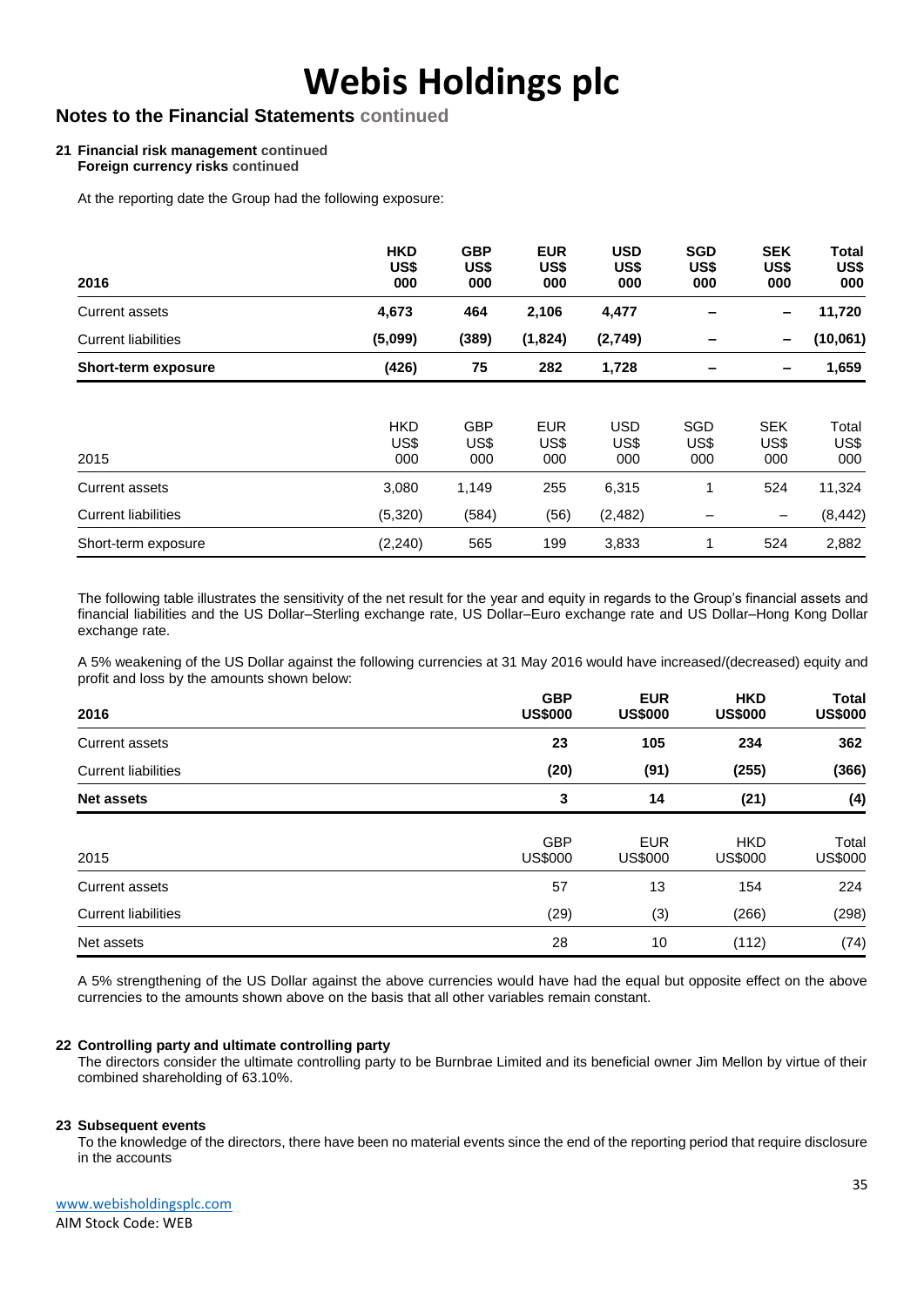# Webis Holdings plc

## Notes to the Financial Statements continued

### 21 Financial risk management continued

**Foreign currency risks continued**

At the reporting date the Group had the following exposure:

| **2016** | **HKD US$ 000** | **GBP US$ 000** | **EUR US$ 000** | **USD US$ 000** | **SGD US$ 000** | **SEK US$ 000** | **Total US$ 000** |
|---|---|---|---|---|---|---|---|
| Current assets | **4,673** | **464** | **2,106** | **4,477** | **–** | **–** | **11,720** |
| Current liabilities | **(5,099)** | **(389)** | **(1,824)** | **(2,749)** | **–** | **–** | **(10,061)** |
| **Short-term exposure** | **(426)** | **75** | **282** | **1,728** | **–** | **–** | **1,659** |

| 2015 | HKD US$ 000 | GBP US$ 000 | EUR US$ 000 | USD US$ 000 | SGD US$ 000 | SEK US$ 000 | Total US$ 000 |
|---|---|---|---|---|---|---|---|
| Current assets | 3,080 | 1,149 | 255 | 6,315 | 1 | 524 | 11,324 |
| Current liabilities | (5,320) | (584) | (56) | (2,482) | – | – | (8,442) |
| Short-term exposure | (2,240) | 565 | 199 | 3,833 | 1 | 524 | 2,882 |

The following table illustrates the sensitivity of the net result for the year and equity in regards to the Group's financial assets and financial liabilities and the US Dollar–Sterling exchange rate, US Dollar–Euro exchange rate and US Dollar–Hong Kong Dollar exchange rate.

A 5% weakening of the US Dollar against the following currencies at 31 May 2016 would have increased/(decreased) equity and profit and loss by the amounts shown below:

| **2016** | **GBP US$000** | **EUR US$000** | **HKD US$000** | **Total US$000** |
|---|---|---|---|---|
| Current assets | **23** | **105** | **234** | **362** |
| Current liabilities | **(20)** | **(91)** | **(255)** | **(366)** |
| **Net assets** | **3** | **14** | **(21)** | **(4)** |

| 2015 | GBP US$000 | EUR US$000 | HKD US$000 | Total US$000 |
|---|---|---|---|---|
| Current assets | 57 | 13 | 154 | 224 |
| Current liabilities | (29) | (3) | (266) | (298) |
| Net assets | 28 | 10 | (112) | (74) |

A 5% strengthening of the US Dollar against the above currencies would have had the equal but opposite effect on the above currencies to the amounts shown above on the basis that all other variables remain constant.

### 22 Controlling party and ultimate controlling party

The directors consider the ultimate controlling party to be Burnbrae Limited and its beneficial owner Jim Mellon by virtue of their combined shareholding of 63.10%.

### 23 Subsequent events

To the knowledge of the directors, there have been no material events since the end of the reporting period that require disclosure in the accounts

www.webisholdingsplc.com
AIM Stock Code: WEB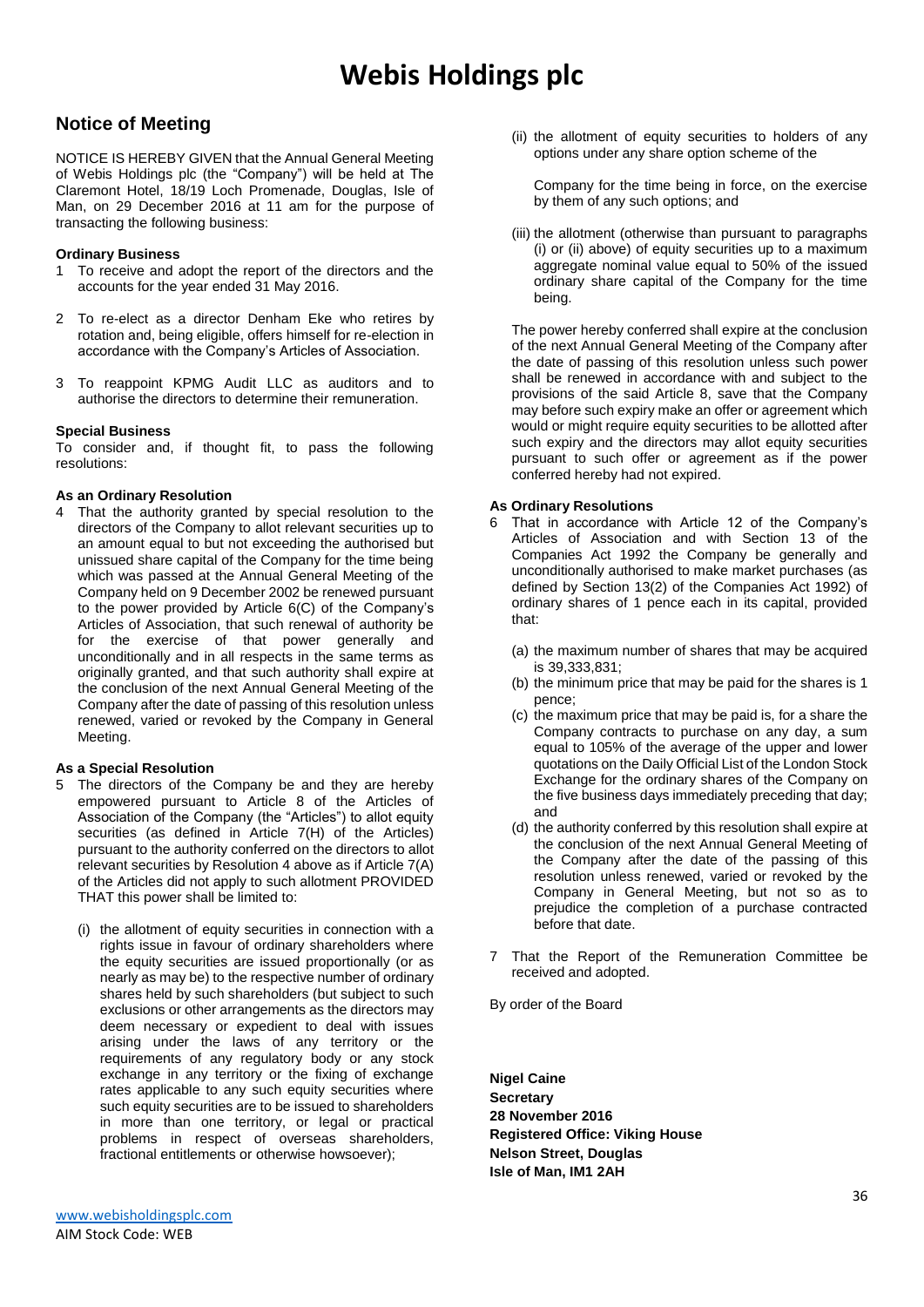# Webis Holdings plc

## Notice of Meeting

NOTICE IS HEREBY GIVEN that the Annual General Meeting of Webis Holdings plc (the "Company") will be held at The Claremont Hotel, 18/19 Loch Promenade, Douglas, Isle of Man, on 29 December 2016 at 11 am for the purpose of transacting the following business:

**Ordinary Business**

1. To receive and adopt the report of the directors and the accounts for the year ended 31 May 2016.
2. To re-elect as a director Denham Eke who retires by rotation and, being eligible, offers himself for re-election in accordance with the Company's Articles of Association.
3. To reappoint KPMG Audit LLC as auditors and to authorise the directors to determine their remuneration.

**Special Business**

To consider and, if thought fit, to pass the following resolutions:

**As an Ordinary Resolution**

4. That the authority granted by special resolution to the directors of the Company to allot relevant securities up to an amount equal to but not exceeding the authorised but unissued share capital of the Company for the time being which was passed at the Annual General Meeting of the Company held on 9 December 2002 be renewed pursuant to the power provided by Article 6(C) of the Company's Articles of Association, that such renewal of authority be for the exercise of that power generally and unconditionally and in all respects in the same terms as originally granted, and that such authority shall expire at the conclusion of the next Annual General Meeting of the Company after the date of passing of this resolution unless renewed, varied or revoked by the Company in General Meeting.

**As a Special Resolution**

5. The directors of the Company be and they are hereby empowered pursuant to Article 8 of the Articles of Association of the Company (the "Articles") to allot equity securities (as defined in Article 7(H) of the Articles) pursuant to the authority conferred on the directors to allot relevant securities by Resolution 4 above as if Article 7(A) of the Articles did not apply to such allotment PROVIDED THAT this power shall be limited to:

   (i) the allotment of equity securities in connection with a rights issue in favour of ordinary shareholders where the equity securities are issued proportionally (or as nearly as may be) to the respective number of ordinary shares held by such shareholders (but subject to such exclusions or other arrangements as the directors may deem necessary or expedient to deal with issues arising under the laws of any territory or the requirements of any regulatory body or any stock exchange in any territory or the fixing of exchange rates applicable to any such equity securities where such equity securities are to be issued to shareholders in more than one territory, or legal or practical problems in respect of overseas shareholders, fractional entitlements or otherwise howsoever);

   (ii) the allotment of equity securities to holders of any options under any share option scheme of the Company for the time being in force, on the exercise by them of any such options; and

   (iii) the allotment (otherwise than pursuant to paragraphs (i) or (ii) above) of equity securities up to a maximum aggregate nominal value equal to 50% of the issued ordinary share capital of the Company for the time being.

   The power hereby conferred shall expire at the conclusion of the next Annual General Meeting of the Company after the date of passing of this resolution unless such power shall be renewed in accordance with and subject to the provisions of the said Article 8, save that the Company may before such expiry make an offer or agreement which would or might require equity securities to be allotted after such expiry and the directors may allot equity securities pursuant to such offer or agreement as if the power conferred hereby had not expired.

**As Ordinary Resolutions**

6. That in accordance with Article 12 of the Company's Articles of Association and with Section 13 of the Companies Act 1992 the Company be generally and unconditionally authorised to make market purchases (as defined by Section 13(2) of the Companies Act 1992) of ordinary shares of 1 pence each in its capital, provided that:

   (a) the maximum number of shares that may be acquired is 39,333,831;
   (b) the minimum price that may be paid for the shares is 1 pence;
   (c) the maximum price that may be paid is, for a share the Company contracts to purchase on any day, a sum equal to 105% of the average of the upper and lower quotations on the Daily Official List of the London Stock Exchange for the ordinary shares of the Company on the five business days immediately preceding that day; and
   (d) the authority conferred by this resolution shall expire at the conclusion of the next Annual General Meeting of the Company after the date of the passing of this resolution unless renewed, varied or revoked by the Company in General Meeting, but not so as to prejudice the completion of a purchase contracted before that date.

7. That the Report of the Remuneration Committee be received and adopted.

By order of the Board

**Nigel Caine**
**Secretary**
**28 November 2016**
**Registered Office: Viking House**
**Nelson Street, Douglas**
**Isle of Man, IM1 2AH**

www.webisholdingsplc.com
AIM Stock Code: WEB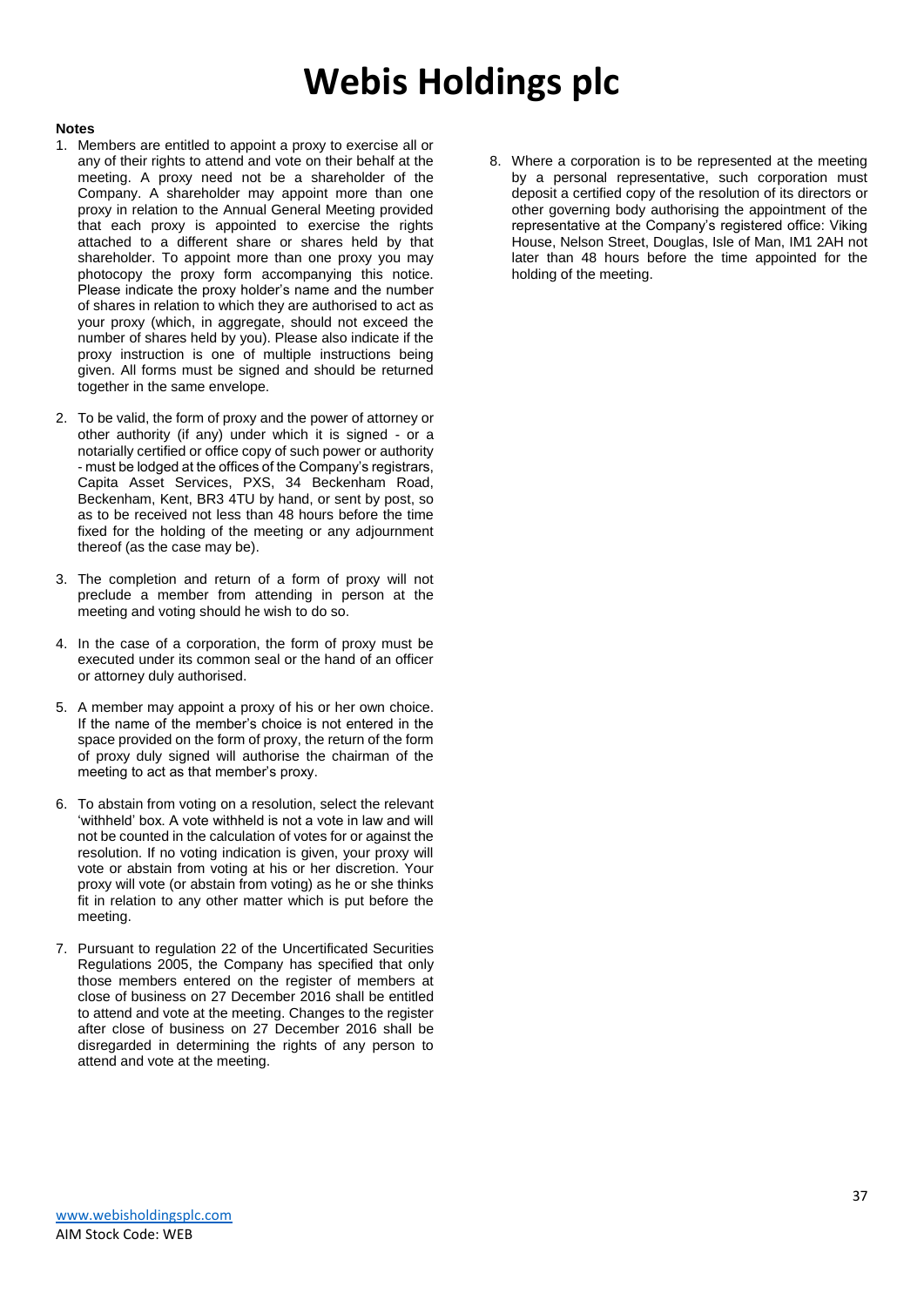# Webis Holdings plc

**Notes**

1. Members are entitled to appoint a proxy to exercise all or any of their rights to attend and vote on their behalf at the meeting. A proxy need not be a shareholder of the Company. A shareholder may appoint more than one proxy in relation to the Annual General Meeting provided that each proxy is appointed to exercise the rights attached to a different share or shares held by that shareholder. To appoint more than one proxy you may photocopy the proxy form accompanying this notice. Please indicate the proxy holder's name and the number of shares in relation to which they are authorised to act as your proxy (which, in aggregate, should not exceed the number of shares held by you). Please also indicate if the proxy instruction is one of multiple instructions being given. All forms must be signed and should be returned together in the same envelope.

2. To be valid, the form of proxy and the power of attorney or other authority (if any) under which it is signed - or a notarially certified or office copy of such power or authority - must be lodged at the offices of the Company's registrars, Capita Asset Services, PXS, 34 Beckenham Road, Beckenham, Kent, BR3 4TU by hand, or sent by post, so as to be received not less than 48 hours before the time fixed for the holding of the meeting or any adjournment thereof (as the case may be).

3. The completion and return of a form of proxy will not preclude a member from attending in person at the meeting and voting should he wish to do so.

4. In the case of a corporation, the form of proxy must be executed under its common seal or the hand of an officer or attorney duly authorised.

5. A member may appoint a proxy of his or her own choice. If the name of the member's choice is not entered in the space provided on the form of proxy, the return of the form of proxy duly signed will authorise the chairman of the meeting to act as that member's proxy.

6. To abstain from voting on a resolution, select the relevant 'withheld' box. A vote withheld is not a vote in law and will not be counted in the calculation of votes for or against the resolution. If no voting indication is given, your proxy will vote or abstain from voting at his or her discretion. Your proxy will vote (or abstain from voting) as he or she thinks fit in relation to any other matter which is put before the meeting.

7. Pursuant to regulation 22 of the Uncertificated Securities Regulations 2005, the Company has specified that only those members entered on the register of members at close of business on 27 December 2016 shall be entitled to attend and vote at the meeting. Changes to the register after close of business on 27 December 2016 shall be disregarded in determining the rights of any person to attend and vote at the meeting.

8. Where a corporation is to be represented at the meeting by a personal representative, such corporation must deposit a certified copy of the resolution of its directors or other governing body authorising the appointment of the representative at the Company's registered office: Viking House, Nelson Street, Douglas, Isle of Man, IM1 2AH not later than 48 hours before the time appointed for the holding of the meeting.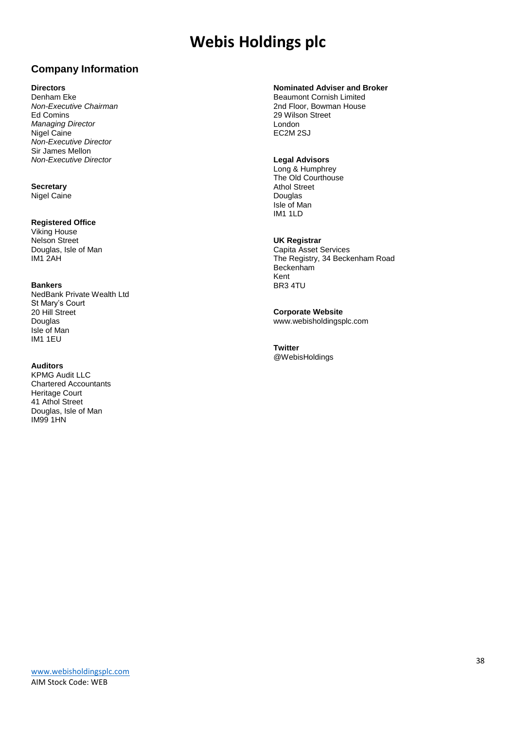# Webis Holdings plc

## Company Information

**Directors**
Denham Eke
*Non-Executive Chairman*
Ed Comins
*Managing Director*
Nigel Caine
*Non-Executive Director*
Sir James Mellon
*Non-Executive Director*

**Secretary**
Nigel Caine

**Registered Office**
Viking House
Nelson Street
Douglas, Isle of Man
IM1 2AH

**Bankers**
NedBank Private Wealth Ltd
St Mary's Court
20 Hill Street
Douglas
Isle of Man
IM1 1EU

**Auditors**
KPMG Audit LLC
Chartered Accountants
Heritage Court
41 Athol Street
Douglas, Isle of Man
IM99 1HN

**Nominated Adviser and Broker**
Beaumont Cornish Limited
2nd Floor, Bowman House
29 Wilson Street
London
EC2M 2SJ

**Legal Advisors**
Long & Humphrey
The Old Courthouse
Athol Street
Douglas
Isle of Man
IM1 1LD

**UK Registrar**
Capita Asset Services
The Registry, 34 Beckenham Road
Beckenham
Kent
BR3 4TU

**Corporate Website**
www.webisholdingsplc.com

**Twitter**
@WebisHoldings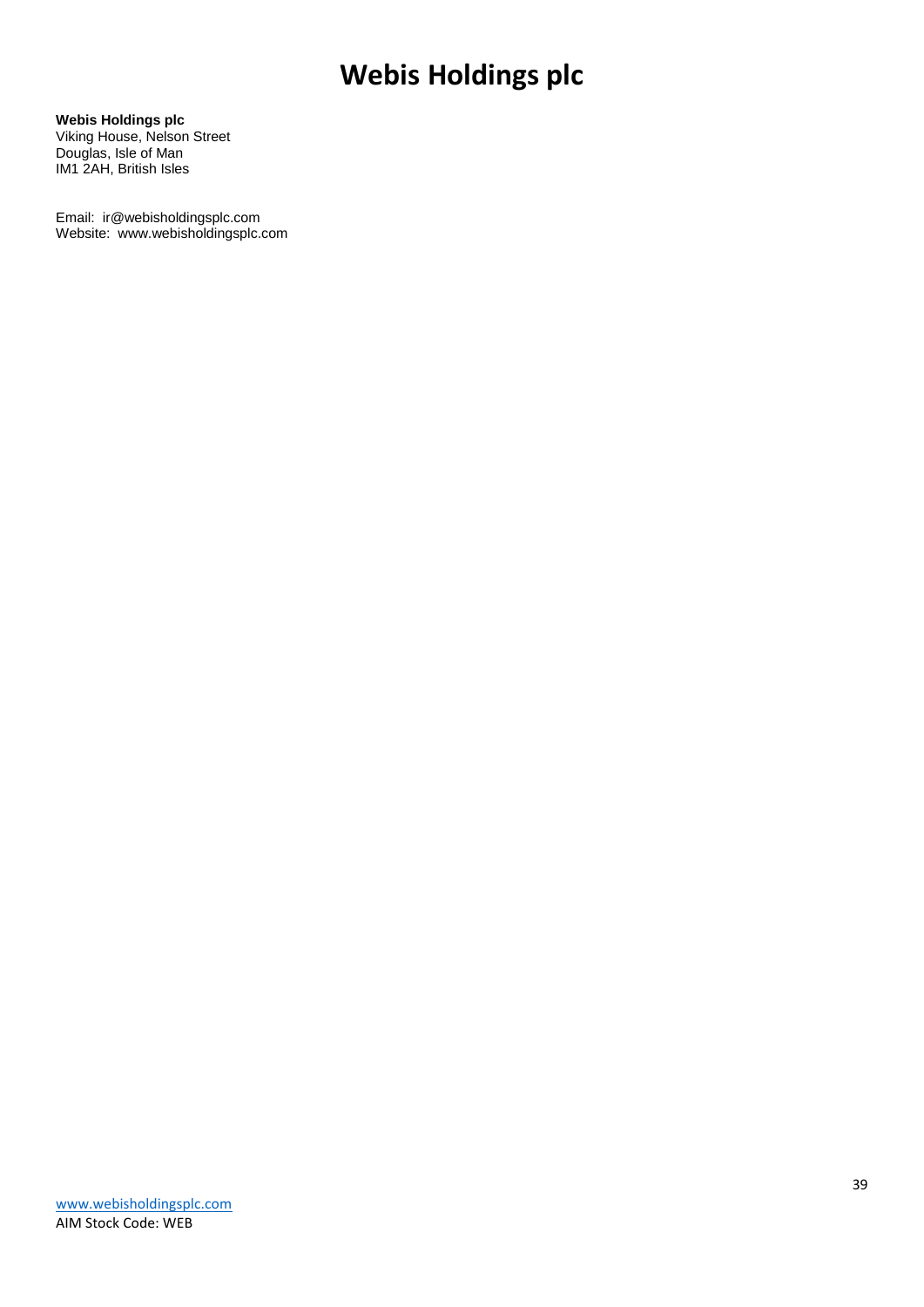# Webis Holdings plc

**Webis Holdings plc**
Viking House, Nelson Street
Douglas, Isle of Man
IM1 2AH, British Isles

Email: ir@webisholdingsplc.com
Website: www.webisholdingsplc.com